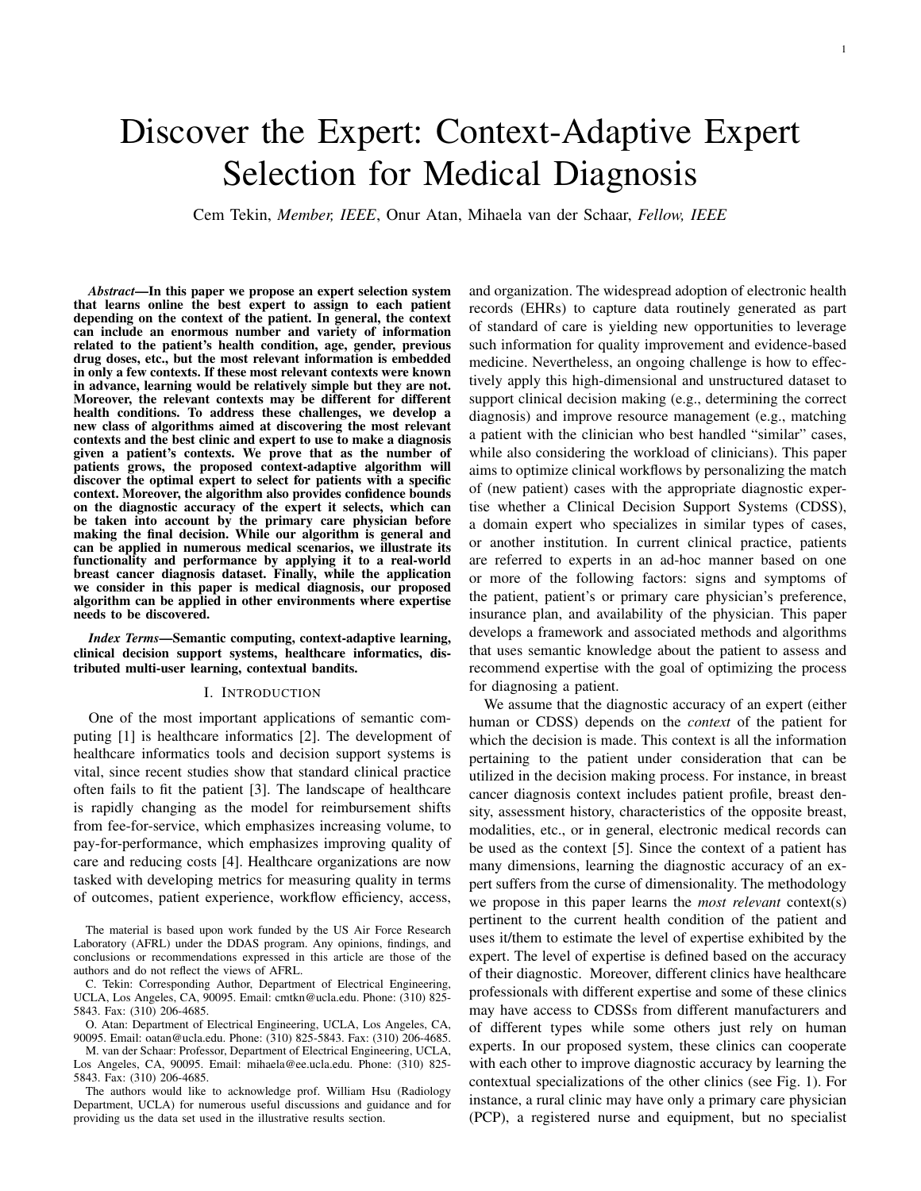# Discover the Expert: Context-Adaptive Expert Selection for Medical Diagnosis

Cem Tekin, *Member, IEEE*, Onur Atan, Mihaela van der Schaar, *Fellow, IEEE*

***Abstract*—In this paper we propose an expert selection system that learns online the best expert to assign to each patient depending on the context of the patient. In general, the context can include an enormous number and variety of information related to the patient's health condition, age, gender, previous drug doses, etc., but the most relevant information is embedded in only a few contexts. If these most relevant contexts were known in advance, learning would be relatively simple but they are not. Moreover, the relevant contexts may be different for different health conditions. To address these challenges, we develop a new class of algorithms aimed at discovering the most relevant contexts and the best clinic and expert to use to make a diagnosis given a patient's contexts. We prove that as the number of patients grows, the proposed context-adaptive algorithm will discover the optimal expert to select for patients with a specific context. Moreover, the algorithm also provides confidence bounds on the diagnostic accuracy of the expert it selects, which can be taken into account by the primary care physician before making the final decision. While our algorithm is general and can be applied in numerous medical scenarios, we illustrate its functionality and performance by applying it to a real-world breast cancer diagnosis dataset. Finally, while the application we consider in this paper is medical diagnosis, our proposed algorithm can be applied in other environments where expertise needs to be discovered.**

***Index Terms*—Semantic computing, context-adaptive learning, clinical decision support systems, healthcare informatics, distributed multi-user learning, contextual bandits.**

## I. Introduction

One of the most important applications of semantic computing [1] is healthcare informatics [2]. The development of healthcare informatics tools and decision support systems is vital, since recent studies show that standard clinical practice often fails to fit the patient [3]. The landscape of healthcare is rapidly changing as the model for reimbursement shifts from fee-for-service, which emphasizes increasing volume, to pay-for-performance, which emphasizes improving quality of care and reducing costs [4]. Healthcare organizations are now tasked with developing metrics for measuring quality in terms of outcomes, patient experience, workflow efficiency, access, and organization. The widespread adoption of electronic health records (EHRs) to capture data routinely generated as part of standard of care is yielding new opportunities to leverage such information for quality improvement and evidence-based medicine. Nevertheless, an ongoing challenge is how to effectively apply this high-dimensional and unstructured dataset to support clinical decision making (e.g., determining the correct diagnosis) and improve resource management (e.g., matching a patient with the clinician who best handled "similar" cases, while also considering the workload of clinicians). This paper aims to optimize clinical workflows by personalizing the match of (new patient) cases with the appropriate diagnostic expertise whether a Clinical Decision Support Systems (CDSS), a domain expert who specializes in similar types of cases, or another institution. In current clinical practice, patients are referred to experts in an ad-hoc manner based on one or more of the following factors: signs and symptoms of the patient, patient's or primary care physician's preference, insurance plan, and availability of the physician. This paper develops a framework and associated methods and algorithms that uses semantic knowledge about the patient to assess and recommend expertise with the goal of optimizing the process for diagnosing a patient.

We assume that the diagnostic accuracy of an expert (either human or CDSS) depends on the *context* of the patient for which the decision is made. This context is all the information pertaining to the patient under consideration that can be utilized in the decision making process. For instance, in breast cancer diagnosis context includes patient profile, breast density, assessment history, characteristics of the opposite breast, modalities, etc., or in general, electronic medical records can be used as the context [5]. Since the context of a patient has many dimensions, learning the diagnostic accuracy of an expert suffers from the curse of dimensionality. The methodology we propose in this paper learns the *most relevant* context(s) pertinent to the current health condition of the patient and uses it/them to estimate the level of expertise exhibited by the expert. The level of expertise is defined based on the accuracy of their diagnostic. Moreover, different clinics have healthcare professionals with different expertise and some of these clinics may have access to CDSSs from different manufacturers and of different types while some others just rely on human experts. In our proposed system, these clinics can cooperate with each other to improve diagnostic accuracy by learning the contextual specializations of the other clinics (see Fig. 1). For instance, a rural clinic may have only a primary care physician (PCP), a registered nurse and equipment, but no specialist

The material is based upon work funded by the US Air Force Research Laboratory (AFRL) under the DDAS program. Any opinions, findings, and conclusions or recommendations expressed in this article are those of the authors and do not reflect the views of AFRL.

C. Tekin: Corresponding Author, Department of Electrical Engineering, UCLA, Los Angeles, CA, 90095. Email: cmtkn@ucla.edu. Phone: (310) 825-5843. Fax: (310) 206-4685.

O. Atan: Department of Electrical Engineering, UCLA, Los Angeles, CA, 90095. Email: oatan@ucla.edu. Phone: (310) 825-5843. Fax: (310) 206-4685.

M. van der Schaar: Professor, Department of Electrical Engineering, UCLA, Los Angeles, CA, 90095. Email: mihaela@ee.ucla.edu. Phone: (310) 825-5843. Fax: (310) 206-4685.

The authors would like to acknowledge prof. William Hsu (Radiology Department, UCLA) for numerous useful discussions and guidance and for providing us the data set used in the illustrative results section.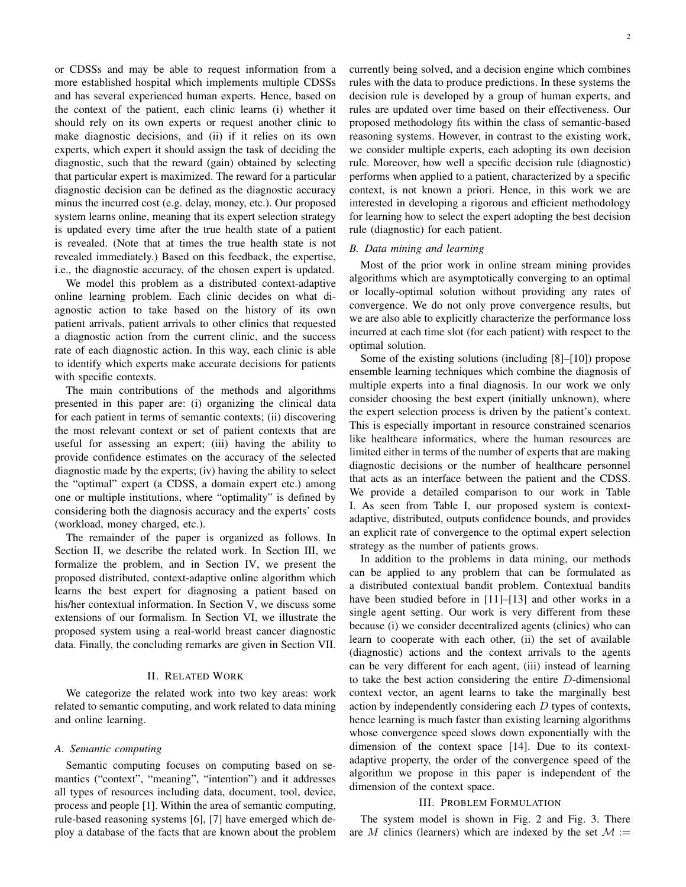or CDSSs and may be able to request information from a more established hospital which implements multiple CDSSs and has several experienced human experts. Hence, based on the context of the patient, each clinic learns (i) whether it should rely on its own experts or request another clinic to make diagnostic decisions, and (ii) if it relies on its own experts, which expert it should assign the task of deciding the diagnostic, such that the reward (gain) obtained by selecting that particular expert is maximized. The reward for a particular diagnostic decision can be defined as the diagnostic accuracy minus the incurred cost (e.g. delay, money, etc.). Our proposed system learns online, meaning that its expert selection strategy is updated every time after the true health state of a patient is revealed. (Note that at times the true health state is not revealed immediately.) Based on this feedback, the expertise, i.e., the diagnostic accuracy, of the chosen expert is updated.

We model this problem as a distributed context-adaptive online learning problem. Each clinic decides on what diagnostic action to take based on the history of its own patient arrivals, patient arrivals to other clinics that requested a diagnostic action from the current clinic, and the success rate of each diagnostic action. In this way, each clinic is able to identify which experts make accurate decisions for patients with specific contexts.

The main contributions of the methods and algorithms presented in this paper are: (i) organizing the clinical data for each patient in terms of semantic contexts; (ii) discovering the most relevant context or set of patient contexts that are useful for assessing an expert; (iii) having the ability to provide confidence estimates on the accuracy of the selected diagnostic made by the experts; (iv) having the ability to select the "optimal" expert (a CDSS, a domain expert etc.) among one or multiple institutions, where "optimality" is defined by considering both the diagnosis accuracy and the experts' costs (workload, money charged, etc.).

The remainder of the paper is organized as follows. In Section II, we describe the related work. In Section III, we formalize the problem, and in Section IV, we present the proposed distributed, context-adaptive online algorithm which learns the best expert for diagnosing a patient based on his/her contextual information. In Section V, we discuss some extensions of our formalism. In Section VI, we illustrate the proposed system using a real-world breast cancer diagnostic data. Finally, the concluding remarks are given in Section VII.

## II. Related Work

We categorize the related work into two key areas: work related to semantic computing, and work related to data mining and online learning.

### A. Semantic computing

Semantic computing focuses on computing based on semantics ("context", "meaning", "intention") and it addresses all types of resources including data, document, tool, device, process and people [1]. Within the area of semantic computing, rule-based reasoning systems [6], [7] have emerged which deploy a database of the facts that are known about the problem currently being solved, and a decision engine which combines rules with the data to produce predictions. In these systems the decision rule is developed by a group of human experts, and rules are updated over time based on their effectiveness. Our proposed methodology fits within the class of semantic-based reasoning systems. However, in contrast to the existing work, we consider multiple experts, each adopting its own decision rule. Moreover, how well a specific decision rule (diagnostic) performs when applied to a patient, characterized by a specific context, is not known a priori. Hence, in this work we are interested in developing a rigorous and efficient methodology for learning how to select the expert adopting the best decision rule (diagnostic) for each patient.

### B. Data mining and learning

Most of the prior work in online stream mining provides algorithms which are asymptotically converging to an optimal or locally-optimal solution without providing any rates of convergence. We do not only prove convergence results, but we are also able to explicitly characterize the performance loss incurred at each time slot (for each patient) with respect to the optimal solution.

Some of the existing solutions (including [8]–[10]) propose ensemble learning techniques which combine the diagnosis of multiple experts into a final diagnosis. In our work we only consider choosing the best expert (initially unknown), where the expert selection process is driven by the patient's context. This is especially important in resource constrained scenarios like healthcare informatics, where the human resources are limited either in terms of the number of experts that are making diagnostic decisions or the number of healthcare personnel that acts as an interface between the patient and the CDSS. We provide a detailed comparison to our work in Table I. As seen from Table I, our proposed system is context-adaptive, distributed, outputs confidence bounds, and provides an explicit rate of convergence to the optimal expert selection strategy as the number of patients grows.

In addition to the problems in data mining, our methods can be applied to any problem that can be formulated as a distributed contextual bandit problem. Contextual bandits have been studied before in [11]–[13] and other works in a single agent setting. Our work is very different from these because (i) we consider decentralized agents (clinics) who can learn to cooperate with each other, (ii) the set of available (diagnostic) actions and the context arrivals to the agents can be very different for each agent, (iii) instead of learning to take the best action considering the entire $D$-dimensional context vector, an agent learns to take the marginally best action by independently considering each $D$ types of contexts, hence learning is much faster than existing learning algorithms whose convergence speed slows down exponentially with the dimension of the context space [14]. Due to its context-adaptive property, the order of the convergence speed of the algorithm we propose in this paper is independent of the dimension of the context space.

## III. Problem Formulation

The system model is shown in Fig. 2 and Fig. 3. There are $M$ clinics (learners) which are indexed by the set $\mathcal{M} :=$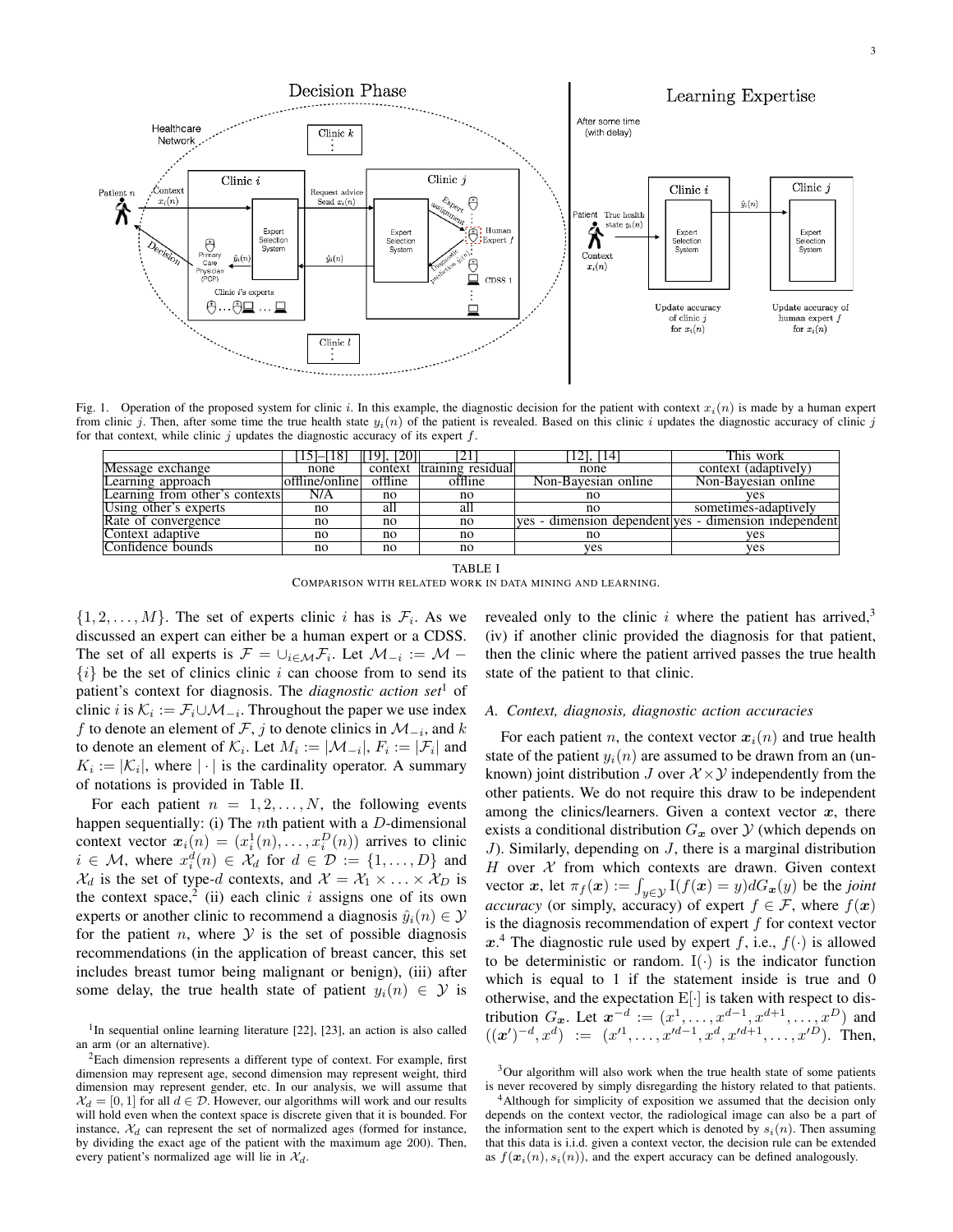Fig. 1. Operation of the proposed system for clinic $i$. In this example, the diagnostic decision for the patient with context $x_i(n)$ is made by a human expert from clinic $j$. Then, after some time the true health state $y_i(n)$ of the patient is revealed. Based on this clinic $i$ updates the diagnostic accuracy of clinic $j$ for that context, while clinic $j$ updates the diagnostic accuracy of its expert $f$.

| | [15]–[18] | [19], [20] | [21] | [12], [14] | This work |
|---|---|---|---|---|---|
| Message exchange | none | context | training residual | none | context (adaptively) |
| Learning approach | offline/online | offline | offline | Non-Bayesian online | Non-Bayesian online |
| Learning from other's contexts | N/A | no | no | no | yes |
| Using other's experts | no | all | all | no | sometimes-adaptively |
| Rate of convergence | no | no | no | yes - dimension dependent | yes - dimension independent |
| Context adaptive | no | no | no | no | yes |
| Confidence bounds | no | no | no | yes | yes |

TABLE I
COMPARISON WITH RELATED WORK IN DATA MINING AND LEARNING.

$\{1, 2, \ldots, M\}$. The set of experts clinic $i$ has is $\mathcal{F}_i$. As we discussed an expert can either be a human expert or a CDSS. The set of all experts is $\mathcal{F} = \cup_{i \in \mathcal{M}} \mathcal{F}_i$. Let $\mathcal{M}_{-i} := \mathcal{M} - \{i\}$ be the set of clinics clinic $i$ can choose from to send its patient's context for diagnosis. The *diagnostic action set*[1] of clinic $i$ is $\mathcal{K}_i := \mathcal{F}_i \cup \mathcal{M}_{-i}$. Throughout the paper we use index $f$ to denote an element of $\mathcal{F}$, $j$ to denote clinics in $\mathcal{M}_{-i}$, and $k$ to denote an element of $\mathcal{K}_i$. Let $M_i := |\mathcal{M}_{-i}|$, $F_i := |\mathcal{F}_i|$ and $K_i := |\mathcal{K}_i|$, where $|\cdot|$ is the cardinality operator. A summary of notations is provided in Table II.

For each patient $n = 1, 2, \ldots, N$, the following events happen sequentially: (i) The $n$th patient with a $D$-dimensional context vector $\boldsymbol{x}_i(n) = (x_i^1(n), \ldots, x_i^D(n))$ arrives to clinic $i \in \mathcal{M}$, where $x_i^d(n) \in \mathcal{X}_d$ for $d \in \mathcal{D} := \{1, \ldots, D\}$ and $\mathcal{X}_d$ is the set of type-$d$ contexts, and $\mathcal{X} = \mathcal{X}_1 \times \ldots \times \mathcal{X}_D$ is the context space,[2] (ii) each clinic $i$ assigns one of its own experts or another clinic to recommend a diagnosis $\hat{y}_i(n) \in \mathcal{Y}$ for the patient $n$, where $\mathcal{Y}$ is the set of possible diagnosis recommendations (in the application of breast cancer, this set includes breast tumor being malignant or benign), (iii) after some delay, the true health state of patient $y_i(n) \in \mathcal{Y}$ is revealed only to the clinic $i$ where the patient has arrived,[3] (iv) if another clinic provided the diagnosis for that patient, then the clinic where the patient arrived passes the true health state of the patient to that clinic.

### A. Context, diagnosis, diagnostic action accuracies

For each patient $n$, the context vector $\boldsymbol{x}_i(n)$ and true health state of the patient $y_i(n)$ are assumed to be drawn from an (unknown) joint distribution $J$ over $\mathcal{X} \times \mathcal{Y}$ independently from the other patients. We do not require this draw to be independent among the clinics/learners. Given a context vector $\boldsymbol{x}$, there exists a conditional distribution $G_{\boldsymbol{x}}$ over $\mathcal{Y}$ (which depends on $J$). Similarly, depending on $J$, there is a marginal distribution $H$ over $\mathcal{X}$ from which contexts are drawn. Given context vector $\boldsymbol{x}$, let $\pi_f(\boldsymbol{x}) := \int_{y \in \mathcal{Y}} \mathrm{I}(f(\boldsymbol{x}) = y) dG_{\boldsymbol{x}}(y)$ be the *joint accuracy* (or simply, accuracy) of expert $f \in \mathcal{F}$, where $f(\boldsymbol{x})$ is the diagnosis recommendation of expert $f$ for context vector $\boldsymbol{x}$.[4] The diagnostic rule used by expert $f$, i.e., $f(\cdot)$ is allowed to be deterministic or random. $\mathrm{I}(\cdot)$ is the indicator function which is equal to 1 if the statement inside is true and 0 otherwise, and the expectation $\mathrm{E}[\cdot]$ is taken with respect to distribution $G_{\boldsymbol{x}}$. Let $\boldsymbol{x}^{-d} := (x^1, \ldots, x^{d-1}, x^{d+1}, \ldots, x^D)$ and $((\boldsymbol{x}')^{-d}, x^d) := (x'^1, \ldots, x'^{d-1}, x^d, x'^{d+1}, \ldots, x'^D)$. Then,

[1] In sequential online learning literature [22], [23], an action is also called an arm (or an alternative).

[2] Each dimension represents a different type of context. For example, first dimension may represent age, second dimension may represent weight, third dimension may represent gender, etc. In our analysis, we will assume that $\mathcal{X}_d = [0, 1]$ for all $d \in \mathcal{D}$. However, our algorithms will work and our results will hold even when the context space is discrete given that it is bounded. For instance, $\mathcal{X}_d$ can represent the set of normalized ages (formed for instance, by dividing the exact age of the patient with the maximum age 200). Then, every patient's normalized age will lie in $\mathcal{X}_d$.

[3] Our algorithm will also work when the true health state of some patients is never recovered by simply disregarding the history related to that patients.

[4] Although for simplicity of exposition we assumed that the decision only depends on the context vector, the radiological image can also be a part of the information sent to the expert which is denoted by $s_i(n)$. Then assuming that this data is i.i.d. given a context vector, the decision rule can be extended as $f(\boldsymbol{x}_i(n), s_i(n))$, and the expert accuracy can be defined analogously.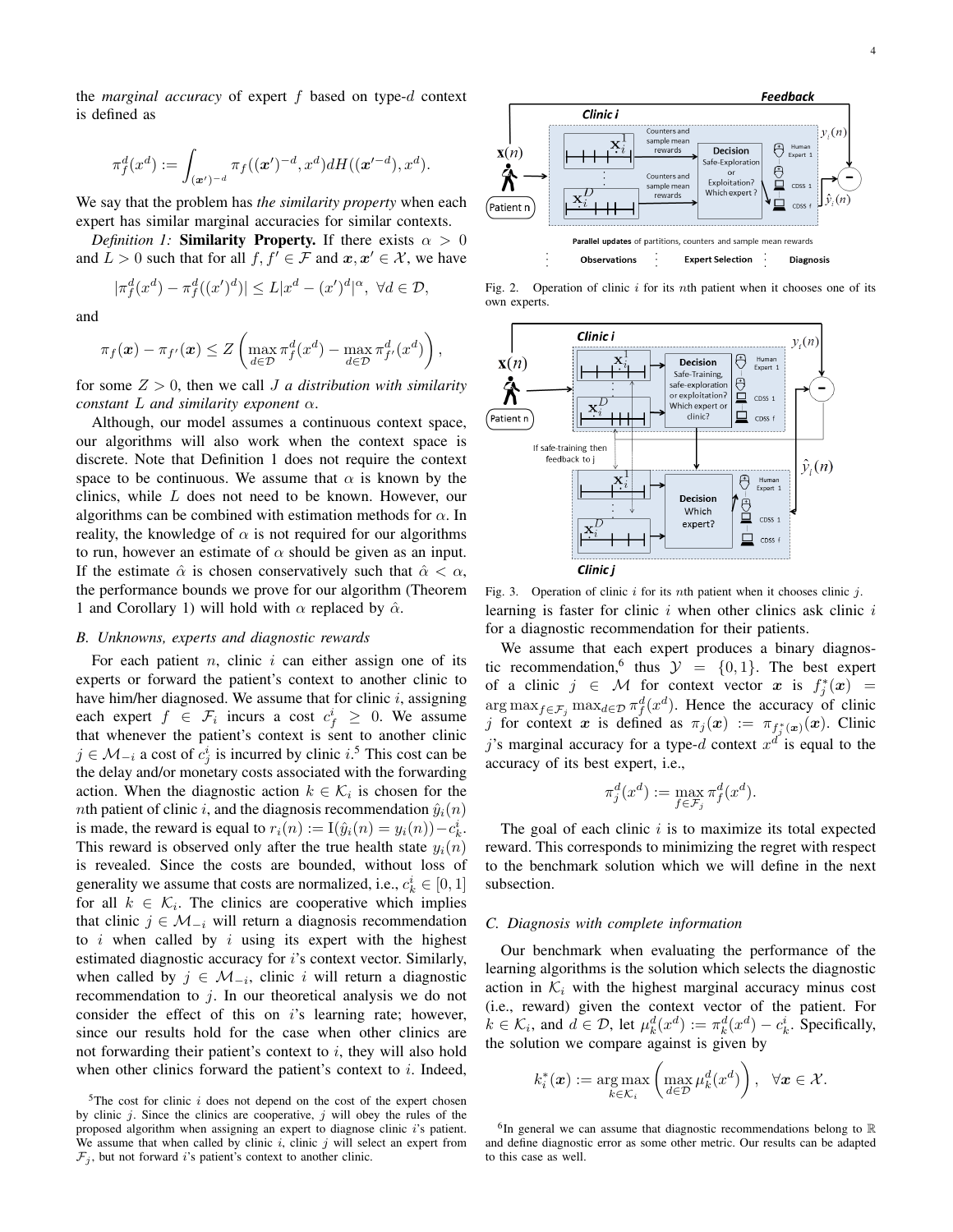the *marginal accuracy* of expert $f$ based on type-$d$ context is defined as

$$\pi_f^d(x^d) := \int_{(\boldsymbol{x}')^{-d}} \pi_f((\boldsymbol{x}')^{-d}, x^d) dH((\boldsymbol{x}'^{-d}), x^d).$$

We say that the problem has *the similarity property* when each expert has similar marginal accuracies for similar contexts.

*Definition 1:* **Similarity Property.** If there exists $\alpha > 0$ and $L > 0$ such that for all $f, f' \in \mathcal{F}$ and $\boldsymbol{x}, \boldsymbol{x}' \in \mathcal{X}$, we have

$$|\pi_f^d(x^d) - \pi_f^d((x')^d)| \leq L|x^d - (x')^d|^\alpha, \ \forall d \in \mathcal{D},$$

and

$$\pi_f(\boldsymbol{x}) - \pi_{f'}(\boldsymbol{x}) \leq Z \left( \max_{d \in \mathcal{D}} \pi_f^d(x^d) - \max_{d \in \mathcal{D}} \pi_{f'}^d(x^d) \right),$$

for some $Z > 0$, then we call $J$ *a distribution with similarity constant* $L$ *and similarity exponent* $\alpha$.

Although, our model assumes a continuous context space, our algorithms will also work when the context space is discrete. Note that Definition 1 does not require the context space to be continuous. We assume that $\alpha$ is known by the clinics, while $L$ does not need to be known. However, our algorithms can be combined with estimation methods for $\alpha$. In reality, the knowledge of $\alpha$ is not required for our algorithms to run, however an estimate of $\alpha$ should be given as an input. If the estimate $\hat{\alpha}$ is chosen conservatively such that $\hat{\alpha} < \alpha$, the performance bounds we prove for our algorithm (Theorem 1 and Corollary 1) will hold with $\alpha$ replaced by $\hat{\alpha}$.

### B. Unknowns, experts and diagnostic rewards

For each patient $n$, clinic $i$ can either assign one of its experts or forward the patient's context to another clinic to have him/her diagnosed. We assume that for clinic $i$, assigning each expert $f \in \mathcal{F}_i$ incurs a cost $c_f^i \geq 0$. We assume that whenever the patient's context is sent to another clinic $j \in \mathcal{M}_{-i}$ a cost of $c_j^i$ is incurred by clinic $i$.[5] This cost can be the delay and/or monetary costs associated with the forwarding action. When the diagnostic action $k \in \mathcal{K}_i$ is chosen for the $n$th patient of clinic $i$, and the diagnosis recommendation $\hat{y}_i(n)$ is made, the reward is equal to $r_i(n) := \mathrm{I}(\hat{y}_i(n) = y_i(n)) - c_k^i$. This reward is observed only after the true health state $y_i(n)$ is revealed. Since the costs are bounded, without loss of generality we assume that costs are normalized, i.e., $c_k^i \in [0, 1]$ for all $k \in \mathcal{K}_i$. The clinics are cooperative which implies that clinic $j \in \mathcal{M}_{-i}$ will return a diagnosis recommendation to $i$ when called by $i$ using its expert with the highest estimated diagnostic accuracy for $i$'s context vector. Similarly, when called by $j \in \mathcal{M}_{-i}$, clinic $i$ will return a diagnostic recommendation to $j$. In our theoretical analysis we do not consider the effect of this on $i$'s learning rate; however, since our results hold for the case when other clinics are not forwarding their patient's context to $i$, they will also hold when other clinics forward the patient's context to $i$. Indeed, learning is faster for clinic $i$ when other clinics ask clinic $i$ for a diagnostic recommendation for their patients.

[5]The cost for clinic $i$ does not depend on the cost of the expert chosen by clinic $j$. Since the clinics are cooperative, $j$ will obey the rules of the proposed algorithm when assigning an expert to diagnose clinic $i$'s patient. We assume that when called by clinic $i$, clinic $j$ will select an expert from $\mathcal{F}_j$, but not forward $i$'s patient's context to another clinic.

Fig. 2. Operation of clinic $i$ for its $n$th patient when it chooses one of its own experts.

Fig. 3. Operation of clinic $i$ for its $n$th patient when it chooses clinic $j$.

We assume that each expert produces a binary diagnostic recommendation,[6] thus $\mathcal{Y} = \{0, 1\}$. The best expert of a clinic $j \in \mathcal{M}$ for context vector $\boldsymbol{x}$ is $f_j^*(\boldsymbol{x}) = \arg\max_{f \in \mathcal{F}_j} \max_{d \in \mathcal{D}} \pi_f^d(x^d)$. Hence the accuracy of clinic $j$ for context $\boldsymbol{x}$ is defined as $\pi_j(\boldsymbol{x}) := \pi_{f_j^*(\boldsymbol{x})}(\boldsymbol{x})$. Clinic $j$'s marginal accuracy for a type-$d$ context $x^d$ is equal to the accuracy of its best expert, i.e.,

$$\pi_j^d(x^d) := \max_{f \in \mathcal{F}_j} \pi_f^d(x^d).$$

The goal of each clinic $i$ is to maximize its total expected reward. This corresponds to minimizing the regret with respect to the benchmark solution which we will define in the next subsection.

### C. Diagnosis with complete information

Our benchmark when evaluating the performance of the learning algorithms is the solution which selects the diagnostic action in $\mathcal{K}_i$ with the highest marginal accuracy minus cost (i.e., reward) given the context vector of the patient. For $k \in \mathcal{K}_i$, and $d \in \mathcal{D}$, let $\mu_k^d(x^d) := \pi_k^d(x^d) - c_k^i$. Specifically, the solution we compare against is given by

$$k_i^*(\boldsymbol{x}) := \arg\max_{k \in \mathcal{K}_i} \left( \max_{d \in \mathcal{D}} \mu_k^d(x^d) \right), \ \ \forall \boldsymbol{x} \in \mathcal{X}.$$

[6]In general we can assume that diagnostic recommendations belong to $\mathbb{R}$ and define diagnostic error as some other metric. Our results can be adapted to this case as well.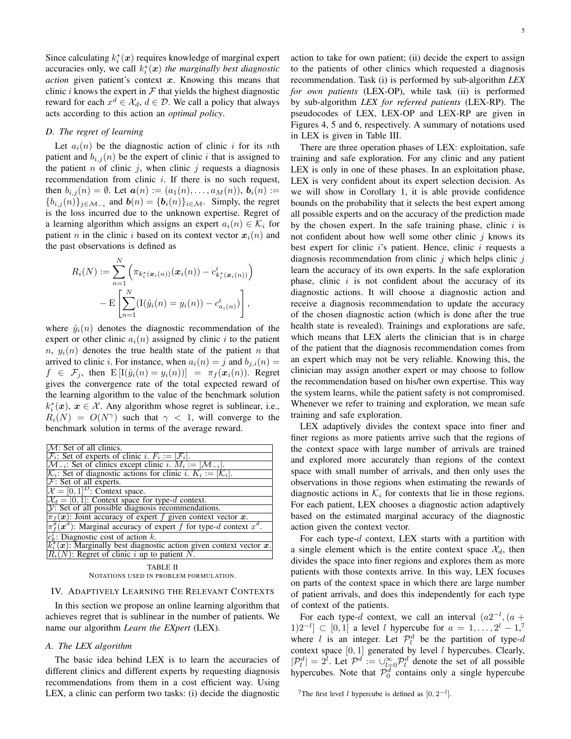Since calculating $k_i^*(\boldsymbol{x})$ requires knowledge of marginal expert accuracies only, we call $k_i^*(\boldsymbol{x})$ *the marginally best diagnostic action* given patient's context $\boldsymbol{x}$. Knowing this means that clinic $i$ knows the expert in $\mathcal{F}$ that yields the highest diagnostic reward for each $x^d \in \mathcal{X}_d$, $d \in \mathcal{D}$. We call a policy that always acts according to this action an *optimal policy*.

### D. The regret of learning

Let $a_i(n)$ be the diagnostic action of clinic $i$ for its $n$th patient and $b_{i,j}(n)$ be the expert of clinic $i$ that is assigned to the patient $n$ of clinic $j$, when clinic $j$ requests a diagnosis recommendation from clinic $i$. If there is no such request, then $b_{i,j}(n) = \emptyset$. Let $\boldsymbol{a}(n) := (a_1(n), \ldots, a_M(n))$, $\boldsymbol{b}_i(n) := \{b_{i,j}(n)\}_{j \in \mathcal{M}_{-i}}$ and $\boldsymbol{b}(n) = \{\boldsymbol{b}_i(n)\}_{i \in \mathcal{M}}$. Simply, the regret is the loss incurred due to the unknown expertise. Regret of a learning algorithm which assigns an expert $a_i(n) \in \mathcal{K}_i$ for patient $n$ in the clinic $i$ based on its context vector $\boldsymbol{x}_i(n)$ and the past observations is defined as

$$R_i(N) := \sum_{n=1}^{N} \left( \pi_{k_i^*(\boldsymbol{x}_i(n))}(\boldsymbol{x}_i(n)) - c^i_{k_i^*(\boldsymbol{x}_i(n))} \right) - \mathrm{E}\left[ \sum_{n=1}^{N} (\mathrm{I}(\hat{y}_i(n) = y_i(n)) - c^i_{a_i(n)}) \right],$$

where $\hat{y}_i(n)$ denotes the diagnostic recommendation of the expert or other clinic $a_i(n)$ assigned by clinic $i$ to the patient $n$, $y_i(n)$ denotes the true health state of the patient $n$ that arrived to clinic $i$. For instance, when $a_i(n) = j$ and $b_{j,i}(n) = f \in \mathcal{F}_j$, then $\mathrm{E}\left[\mathrm{I}(\hat{y}_i(n) = y_i(n))\right] = \pi_f(\boldsymbol{x}_i(n))$. Regret gives the convergence rate of the total expected reward of the learning algorithm to the value of the benchmark solution $k_i^*(\boldsymbol{x})$, $\boldsymbol{x} \in \mathcal{X}$. Any algorithm whose regret is sublinear, i.e., $R_i(N) = O(N^\gamma)$ such that $\gamma < 1$, will converge to the benchmark solution in terms of the average reward.

| |
|---|
| $\mathcal{M}$: Set of all clinics. |
| $\mathcal{F}_i$: Set of experts of clinic $i$. $F_i := \lvert\mathcal{F}_i\rvert$. |
| $\mathcal{M}_{-i}$: Set of clinics except clinic $i$. $M_i := \lvert\mathcal{M}_{-i}\rvert$. |
| $\mathcal{K}_i$: Set of diagnostic actions for clinic $i$. $K_i := \lvert\mathcal{K}_i\rvert$. |
| $\mathcal{F}$: Set of all experts. |
| $\mathcal{X} = [0,1]^D$: Context space. |
| $\mathcal{X}_d = [0,1]$: Context space for type-$d$ context. |
| $\mathcal{Y}$: Set of all possible diagnosis recommendations. |
| $\pi_f(\boldsymbol{x})$: Joint accuracy of expert $f$ given context vector $\boldsymbol{x}$. |
| $\pi_f^d(x^d)$: Marginal accuracy of expert $f$ for type-$d$ context $x^d$. |
| $c^i_k$: Diagnostic cost of action $k$. |
| $k_i^*(\boldsymbol{x})$: Marginally best diagnostic action given context vector $\boldsymbol{x}$. |
| $R_i(N)$: Regret of clinic $i$ up to patient $N$. |

TABLE II
NOTATIONS USED IN PROBLEM FORMULATION.

## IV. Adaptively Learning the Relevant Contexts

In this section we propose an online learning algorithm that achieves regret that is sublinear in the number of patients. We name our algorithm *Learn the EXpert* (LEX).

### A. The LEX algorithm

The basic idea behind LEX is to learn the accuracies of different clinics and different experts by requesting diagnosis recommendations from them in a cost efficient way. Using LEX, a clinic can perform two tasks: (i) decide the diagnostic action to take for own patient; (ii) decide the expert to assign to the patients of other clinics which requested a diagnosis recommendation. Task (i) is performed by sub-algorithm ***LEX for own patients*** (LEX-OP), while task (ii) is performed by sub-algorithm ***LEX for referred patients*** (LEX-RP). The pseudocodes of LEX, LEX-OP and LEX-RP are given in Figures 4, 5 and 6, respectively. A summary of notations used in LEX is given in Table III.

There are three operation phases of LEX: exploitation, safe training and safe exploration. For any clinic and any patient LEX is only in one of these phases. In an exploitation phase, LEX is very confident about its expert selection decision. As we will show in Corollary 1, it is able provide confidence bounds on the probability that it selects the best expert among all possible experts and on the accuracy of the prediction made by the chosen expert. In the safe training phase, clinic $i$ is not confident about how well some other clinic $j$ knows its best expert for clinic $i$'s patient. Hence, clinic $i$ requests a diagnosis recommendation from clinic $j$ which helps clinic $j$ learn the accuracy of its own experts. In the safe exploration phase, clinic $i$ is not confident about the accuracy of its diagnostic actions. It will choose a diagnostic action and receive a diagnosis recommendation to update the accuracy of the chosen diagnostic action (which is done after the true health state is revealed). Trainings and explorations are safe, which means that LEX alerts the clinician that is in charge of the patient that the diagnosis recommendation comes from an expert which may not be very reliable. Knowing this, the clinician may assign another expert or may choose to follow the recommendation based on his/her own expertise. This way the system learns, while the patient safety is not compromised. Whenever we refer to training and exploration, we mean safe training and safe exploration.

LEX adaptively divides the context space into finer and finer regions as more patients arrive such that the regions of the context space with large number of arrivals are trained and explored more accurately than regions of the context space with small number of arrivals, and then only uses the observations in those regions when estimating the rewards of diagnostic actions in $\mathcal{K}_i$ for contexts that lie in those regions. For each patient, LEX chooses a diagnostic action adaptively based on the estimated marginal accuracy of the diagnostic action given the context vector.

For each type-$d$ context, LEX starts with a partition with a single element which is the entire context space $\mathcal{X}_d$, then divides the space into finer regions and explores them as more patients with those contexts arrive. In this way, LEX focuses on parts of the context space in which there are large number of patient arrivals, and does this independently for each type of context of the patients.

For each type-$d$ context, we call an interval $(a2^{-l}, (a+1)2^{-l}] \subset [0,1]$ a level $l$ hypercube for $a = 1, \ldots, 2^l - 1$,[7] where $l$ is an integer. Let $\mathcal{P}^d_l$ be the partition of type-$d$ context space $[0,1]$ generated by level $l$ hypercubes. Clearly, $|\mathcal{P}^d_l| = 2^l$. Let $\mathcal{P}^d := \cup_{l=0}^{\infty} \mathcal{P}^d_l$ denote the set of all possible hypercubes. Note that $\mathcal{P}^d_0$ contains only a single hypercube

[7] The first level $l$ hypercube is defined as $[0, 2^{-l}]$.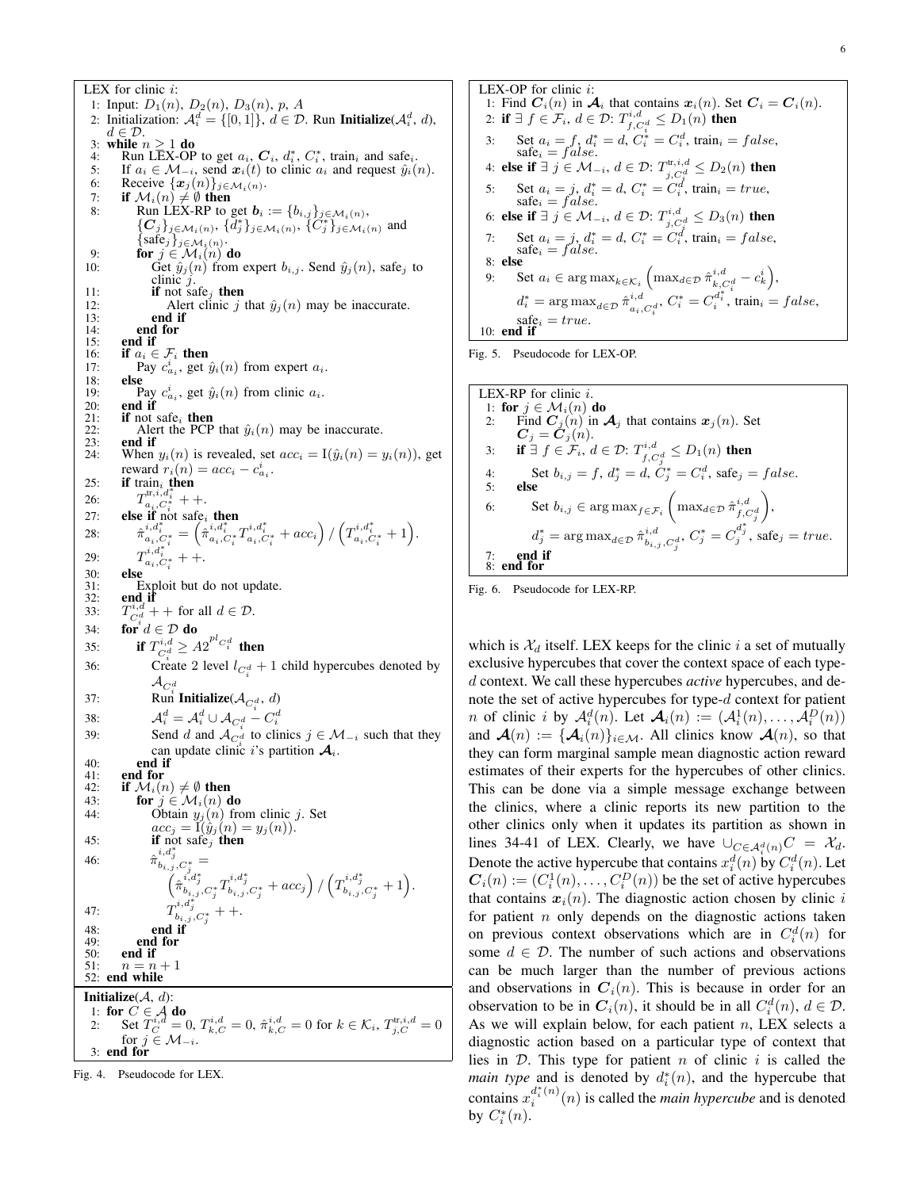```
LEX for clinic i:
1: Input: D_1(n), D_2(n), D_3(n), p, A
2: Initialization: A_i^d = {[0,1]}, d ∈ D. Run Initialize(A_i^d, d), d ∈ D.
3: while n ≥ 1 do
4:   Run LEX-OP to get a_i, C_i, d_i^*, C_i^*, train_i and safe_i.
5:   If a_i ∈ M_{-i}, send x_i(t) to clinic a_i and request ŷ_i(n).
6:   Receive {x_j(n)}_{j∈M_i(n)}.
7:   if M_i(n) ≠ ∅ then
8:     Run LEX-RP to get b_i := {b_{i,j}}_{j∈M_i(n)},
       {C_j}_{j∈M_i(n)}, {d_j^*}_{j∈M_i(n)}, {C_j^*}_{j∈M_i(n)} and
       {safe_j}_{j∈M_i(n)}.
9:     for j ∈ M_i(n) do
10:      Get ŷ_j(n) from expert b_{i,j}. Send ŷ_j(n), safe_j to clinic j.
11:      if not safe_j then
12:        Alert clinic j that ŷ_j(n) may be inaccurate.
13:      end if
14:    end for
15:  end if
16:  if a_i ∈ F_i then
17:    Pay c^i_{a_i}, get ŷ_i(n) from expert a_i.
18:  else
19:    Pay c^i_{a_i}, get ŷ_i(n) from clinic a_i.
20:  end if
21:  if not safe_i then
22:    Alert the PCP that ŷ_i(n) may be inaccurate.
23:  end if
24:  When y_i(n) is revealed, set acc_i = I(ŷ_i(n) = y_i(n)), get
     reward r_i(n) = acc_i − c^i_{a_i}.
25:  if train_i then
26:    T^{tr,i,d_i^*}_{a_i,C_i^*} ++.
27:  else if not safe_i then
28:    π̂^{i,d_i^*}_{a_i,C_i^*} = (π̂^{i,d_i^*}_{a_i,C_i^*} T^{i,d_i^*}_{a_i,C_i^*} + acc_i) / (T^{i,d_i^*}_{a_i,C_i^*} + 1).
29:    T^{i,d_i^*}_{a_i,C_i^*} ++.
30:  else
31:    Exploit but do not update.
32:  end if
33:  T^{i,d}_{C_i^d} ++ for all d ∈ D.
34:  for d ∈ D do
35:    if T^{i,d}_{C_i^d} ≥ A 2^{p l_{C_i^d}} then
36:      Create 2 level l_{C_i^d} + 1 child hypercubes denoted by A_{C_i^d}
37:      Run Initialize(A_{C_i^d}, d)
38:      A_i^d = A_i^d ∪ A_{C_i^d} − C_i^d
39:      Send d and A_{C_i^d} to clinics j ∈ M_{-i} such that they
         can update clinic i's partition A_i.
40:    end if
41:  end for
42:  if M_i(n) ≠ ∅ then
43:    for j ∈ M_i(n) do
44:      Obtain y_j(n) from clinic j. Set
         acc_j = I(ŷ_j(n) = y_j(n)).
45:      if not safe_j then
46:        π̂^{i,d_j^*}_{b_{i,j},C_j^*} =
           (π̂^{i,d_j^*}_{b_{i,j},C_j^*} T^{i,d_j^*}_{b_{i,j},C_j^*} + acc_j) / (T^{i,d_j^*}_{b_{i,j},C_j^*} + 1).
47:        T^{i,d_j^*}_{b_{i,j},C_j^*} ++.
48:      end if
49:    end for
50:  end if
51:  n = n + 1
52: end while

Initialize(A, d):
1: for C ∈ A do
2:   Set T^{i,d}_C = 0, T^{i,d}_{k,C} = 0, π̂^{i,d}_{k,C} = 0 for k ∈ K_i, T^{tr,i,d}_{j,C} = 0
     for j ∈ M_{-i}.
3: end for
```

Fig. 4. Pseudocode for LEX.

```
LEX-OP for clinic i:
1: Find C_i(n) in A_i that contains x_i(n). Set C_i = C_i(n).
2: if ∃ f ∈ F_i, d ∈ D: T^{i,d}_{f,C_i^d} ≤ D_1(n) then
3:   Set a_i = f, d_i^* = d, C_i^* = C_i^d, train_i = false,
     safe_i = false.
4: else if ∃ j ∈ M_{-i}, d ∈ D: T^{tr,i,d}_{j,C_i^d} ≤ D_2(n) then
5:   Set a_i = j, d_i^* = d, C_i^* = C_i^d, train_i = true,
     safe_i = false.
6: else if ∃ j ∈ M_{-i}, d ∈ D: T^{i,d}_{j,C_i^d} ≤ D_3(n) then
7:   Set a_i = j, d_i^* = d, C_i^* = C_i^d, train_i = false,
     safe_i = false.
8: else
9:   Set a_i ∈ argmax_{k∈K_i} ( max_{d∈D} π̂^{i,d}_{k,C_i^d} − c^i_k ),
     d_i^* = argmax_{d∈D} π̂^{i,d}_{a_i,C_i^d}, C_i^* = C_i^{d_i^*}, train_i = false,
     safe_i = true.
10: end if
```

Fig. 5. Pseudocode for LEX-OP.

```
LEX-RP for clinic i.
1: for j ∈ M_i(n) do
2:   Find C_j(n) in A_j that contains x_j(n). Set
     C_j = C_j(n).
3:   if ∃ f ∈ F_i, d ∈ D: T^{i,d}_{f,C_j^d} ≤ D_1(n) then
4:     Set b_{i,j} = f, d_j^* = d, C_j^* = C_j^d, safe_j = false.
5:   else
6:     Set b_{i,j} ∈ argmax_{f∈F_i} ( max_{d∈D} π̂^{i,d}_{f,C_j^d} ),
       d_j^* = argmax_{d∈D} π̂^{i,d}_{b_{i,j},C_j^d}, C_j^* = C_j^{d_j^*}, safe_j = true.
7:   end if
8: end for
```

Fig. 6. Pseudocode for LEX-RP.

which is $\mathcal{X}_d$ itself. LEX keeps for the clinic $i$ a set of mutually exclusive hypercubes that cover the context space of each type-$d$ context. We call these hypercubes *active* hypercubes, and denote the set of active hypercubes for type-$d$ context for patient $n$ of clinic $i$ by $\mathcal{A}_i^d(n)$. Let $\boldsymbol{\mathcal{A}}_i(n) := (\mathcal{A}_i^1(n), \ldots, \mathcal{A}_i^D(n))$ and $\boldsymbol{\mathcal{A}}(n) := \{\boldsymbol{\mathcal{A}}_i(n)\}_{i \in \mathcal{M}}$. All clinics know $\boldsymbol{\mathcal{A}}(n)$, so that they can form marginal sample mean diagnostic action reward estimates of their experts for the hypercubes of other clinics. This can be done via a simple message exchange between the clinics, where a clinic reports its new partition to the other clinics only when it updates its partition as shown in lines 34-41 of LEX. Clearly, we have $\cup_{C \in \mathcal{A}_i^d(n)} C = \mathcal{X}_d$. Denote the active hypercube that contains $x_i^d(n)$ by $C_i^d(n)$. Let $\boldsymbol{C}_i(n) := (C_i^1(n), \ldots, C_i^D(n))$ be the set of active hypercubes that contains $\boldsymbol{x}_i(n)$. The diagnostic action chosen by clinic $i$ for patient $n$ only depends on the diagnostic actions taken on previous context observations which are in $C_i^d(n)$ for some $d \in \mathcal{D}$. The number of such actions and observations can be much larger than the number of previous actions and observations in $\boldsymbol{C}_i(n)$. This is because in order for an observation to be in $\boldsymbol{C}_i(n)$, it should be in all $C_i^d(n)$, $d \in \mathcal{D}$. As we will explain below, for each patient $n$, LEX selects a diagnostic action based on a particular type of context that lies in $\mathcal{D}$. This type for patient $n$ of clinic $i$ is called the *main type* and is denoted by $d_i^*(n)$, and the hypercube that contains $x_i^{d_i^*(n)}(n)$ is called the *main hypercube* and is denoted by $C_i^*(n)$.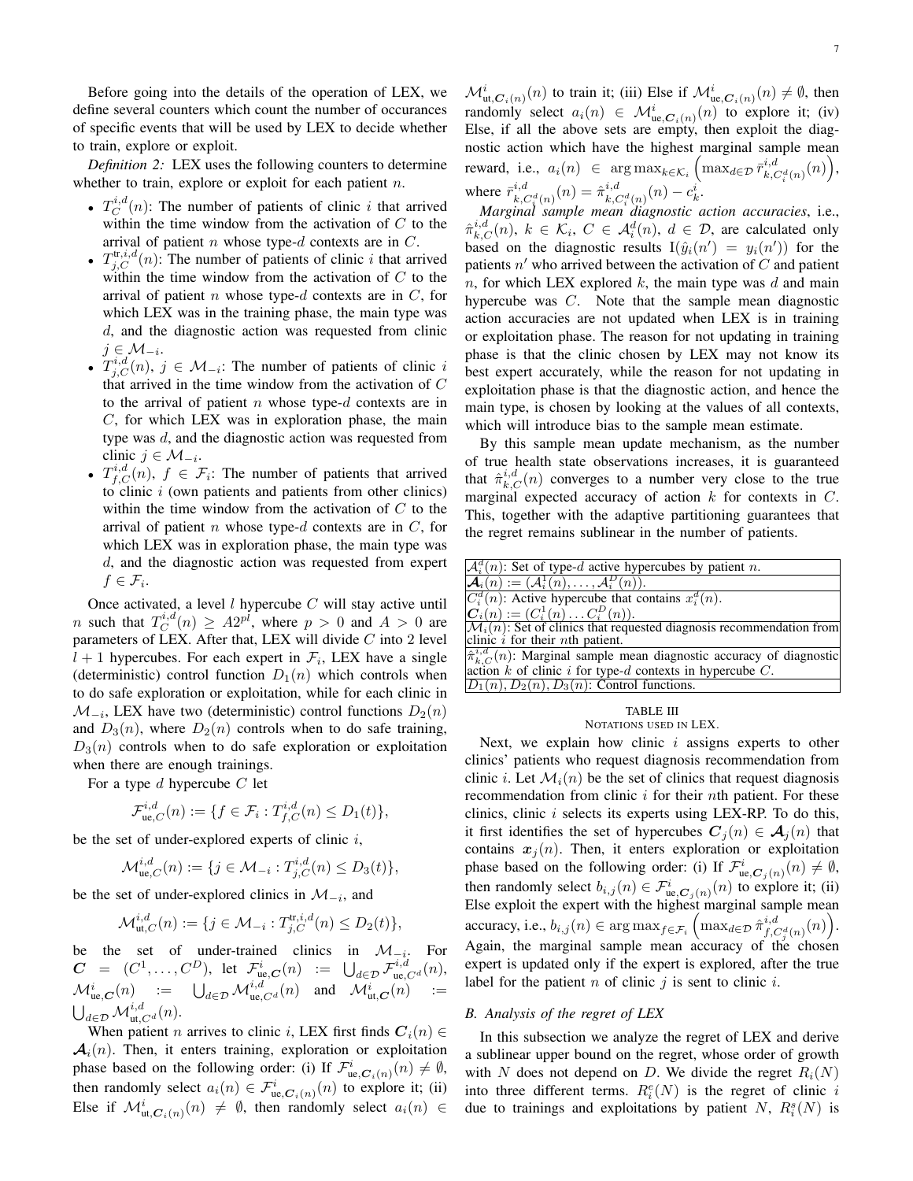Before going into the details of the operation of LEX, we define several counters which count the number of occurances of specific events that will be used by LEX to decide whether to train, explore or exploit.

*Definition 2:* LEX uses the following counters to determine whether to train, explore or exploit for each patient $n$.

- $T^{i,d}_C(n)$: The number of patients of clinic $i$ that arrived within the time window from the activation of $C$ to the arrival of patient $n$ whose type-$d$ contexts are in $C$.
- $T^{\text{tr},i,d}_{j,C}(n)$: The number of patients of clinic $i$ that arrived within the time window from the activation of $C$ to the arrival of patient $n$ whose type-$d$ contexts are in $C$, for which LEX was in the training phase, the main type was $d$, and the diagnostic action was requested from clinic $j \in \mathcal{M}_{-i}$.
- $T^{i,d}_{j,C}(n)$, $j \in \mathcal{M}_{-i}$: The number of patients of clinic $i$ that arrived in the time window from the activation of $C$ to the arrival of patient $n$ whose type-$d$ contexts are in $C$, for which LEX was in exploration phase, the main type was $d$, and the diagnostic action was requested from clinic $j \in \mathcal{M}_{-i}$.
- $T^{i,d}_{f,C}(n)$, $f \in \mathcal{F}_i$: The number of patients that arrived to clinic $i$ (own patients and patients from other clinics) within the time window from the activation of $C$ to the arrival of patient $n$ whose type-$d$ contexts are in $C$, for which LEX was in exploration phase, the main type was $d$, and the diagnostic action was requested from expert $f \in \mathcal{F}_i$.

Once activated, a level $l$ hypercube $C$ will stay active until $n$ such that $T^{i,d}_C(n) \geq A2^{pl}$, where $p > 0$ and $A > 0$ are parameters of LEX. After that, LEX will divide $C$ into 2 level $l+1$ hypercubes. For each expert in $\mathcal{F}_i$, LEX have a single (deterministic) control function $D_1(n)$ which controls when to do safe exploration or exploitation, while for each clinic in $\mathcal{M}_{-i}$, LEX have two (deterministic) control functions $D_2(n)$ and $D_3(n)$, where $D_2(n)$ controls when to do safe training, $D_3(n)$ controls when to do safe exploration or exploitation when there are enough trainings.

For a type $d$ hypercube $C$ let

$$\mathcal{F}^{i,d}_{\text{ue},C}(n) := \{f \in \mathcal{F}_i : T^{i,d}_{f,C}(n) \leq D_1(t)\},$$

be the set of under-explored experts of clinic $i$,

$$\mathcal{M}^{i,d}_{\text{ue},C}(n) := \{j \in \mathcal{M}_{-i} : T^{i,d}_{j,C}(n) \leq D_3(t)\},$$

be the set of under-explored clinics in $\mathcal{M}_{-i}$, and

$$\mathcal{M}^{i,d}_{\text{ut},C}(n) := \{j \in \mathcal{M}_{-i} : T^{\text{tr},i,d}_{j,C}(n) \leq D_2(t)\},$$

be the set of under-trained clinics in $\mathcal{M}_{-i}$. For $\boldsymbol{C} = (C^1, \ldots, C^D)$, let $\mathcal{F}^i_{\text{ue},\boldsymbol{C}}(n) := \bigcup_{d \in \mathcal{D}} \mathcal{F}^{i,d}_{\text{ue},C^d}(n)$, $\mathcal{M}^i_{\text{ue},\boldsymbol{C}}(n) := \bigcup_{d \in \mathcal{D}} \mathcal{M}^{i,d}_{\text{ue},C^d}(n)$ and $\mathcal{M}^i_{\text{ut},\boldsymbol{C}}(n) := \bigcup_{d \in \mathcal{D}} \mathcal{M}^{i,d}_{\text{ut},C^d}(n)$.

When patient $n$ arrives to clinic $i$, LEX first finds $\boldsymbol{C}_i(n) \in \boldsymbol{\mathcal{A}}_i(n)$. Then, it enters training, exploration or exploitation phase based on the following order: (i) If $\mathcal{F}^i_{\text{ue},\boldsymbol{C}_i(n)}(n) \neq \emptyset$, then randomly select $a_i(n) \in \mathcal{F}^i_{\text{ue},\boldsymbol{C}_i(n)}(n)$ to explore it; (ii) Else if $\mathcal{M}^i_{\text{ut},\boldsymbol{C}_i(n)}(n) \neq \emptyset$, then randomly select $a_i(n) \in \mathcal{M}^i_{\text{ut},\boldsymbol{C}_i(n)}(n)$ to train it; (iii) Else if $\mathcal{M}^i_{\text{ue},\boldsymbol{C}_i(n)}(n) \neq \emptyset$, then randomly select $a_i(n) \in \mathcal{M}^i_{\text{ue},\boldsymbol{C}_i(n)}(n)$ to explore it; (iv) Else, if all the above sets are empty, then exploit the diagnostic action which have the highest marginal sample mean reward, i.e., $a_i(n) \in \arg\max_{k \in \mathcal{K}_i} \left( \max_{d \in \mathcal{D}} \bar{r}^{i,d}_{k,C^d_i(n)}(n) \right)$, where $\bar{r}^{i,d}_{k,C^d_i(n)}(n) = \hat{\pi}^{i,d}_{k,C^d_i(n)}(n) - c^i_k$.

*Marginal sample mean diagnostic action accuracies*, i.e., $\hat{\pi}^{i,d}_{k,C}(n)$, $k \in \mathcal{K}_i$, $C \in \mathcal{A}^d_i(n)$, $d \in \mathcal{D}$, are calculated only based on the diagnostic results $\text{I}(\hat{y}_i(n') = y_i(n'))$ for the patients $n'$ who arrived between the activation of $C$ and patient $n$, for which LEX explored $k$, the main type was $d$ and main hypercube was $C$. Note that the sample mean diagnostic action accuracies are not updated when LEX is in training or exploitation phase. The reason for not updating in training phase is that the clinic chosen by LEX may not know its best expert accurately, while the reason for not updating in exploitation phase is that the diagnostic action, and hence the main type, is chosen by looking at the values of all contexts, which will introduce bias to the sample mean estimate.

By this sample mean update mechanism, as the number of true health state observations increases, it is guaranteed that $\hat{\pi}^{i,d}_{k,C}(n)$ converges to a number very close to the true marginal expected accuracy of action $k$ for contexts in $C$. This, together with the adaptive partitioning guarantees that the regret remains sublinear in the number of patients.

| |
|---|
| $\mathcal{A}^d_i(n)$: Set of type-$d$ active hypercubes by patient $n$. |
| $\boldsymbol{\mathcal{A}}_i(n) := (\mathcal{A}^1_i(n), \ldots, \mathcal{A}^D_i(n))$. |
| $C^d_i(n)$: Active hypercube that contains $x^d_i(n)$. |
| $\boldsymbol{C}_i(n) := (C^1_i(n) \ldots C^D_i(n))$. |
| $\mathcal{M}_i(n)$: Set of clinics that requested diagnosis recommendation from clinic $i$ for their $n$th patient. |
| $\hat{\pi}^{i,d}_{k,C}(n)$: Marginal sample mean diagnostic accuracy of diagnostic action $k$ of clinic $i$ for type-$d$ contexts in hypercube $C$. |
| $D_1(n), D_2(n), D_3(n)$: Control functions. |

TABLE III
NOTATIONS USED IN LEX.

Next, we explain how clinic $i$ assigns experts to other clinics' patients who request diagnosis recommendation from clinic $i$. Let $\mathcal{M}_i(n)$ be the set of clinics that request diagnosis recommendation from clinic $i$ for their $n$th patient. For these clinics, clinic $i$ selects its experts using LEX-RP. To do this, it first identifies the set of hypercubes $\boldsymbol{C}_j(n) \in \boldsymbol{\mathcal{A}}_j(n)$ that contains $\boldsymbol{x}_j(n)$. Then, it enters exploration or exploitation phase based on the following order: (i) If $\mathcal{F}^i_{\text{ue},\boldsymbol{C}_j(n)}(n) \neq \emptyset$, then randomly select $b_{i,j}(n) \in \mathcal{F}^i_{\text{ue},\boldsymbol{C}_j(n)}(n)$ to explore it; (ii) Else exploit the expert with the highest marginal sample mean accuracy, i.e., $b_{i,j}(n) \in \arg\max_{f \in \mathcal{F}_i} \left( \max_{d \in \mathcal{D}} \hat{\pi}^{i,d}_{f,C^d_j(n)}(n) \right)$. Again, the marginal sample mean accuracy of the chosen expert is updated only if the expert is explored, after the true label for the patient $n$ of clinic $j$ is sent to clinic $i$.

### B. Analysis of the regret of LEX

In this subsection we analyze the regret of LEX and derive a sublinear upper bound on the regret, whose order of growth with $N$ does not depend on $D$. We divide the regret $R_i(N)$ into three different terms. $R^e_i(N)$ is the regret of clinic $i$ due to trainings and exploitations by patient $N$, $R^s_i(N)$ is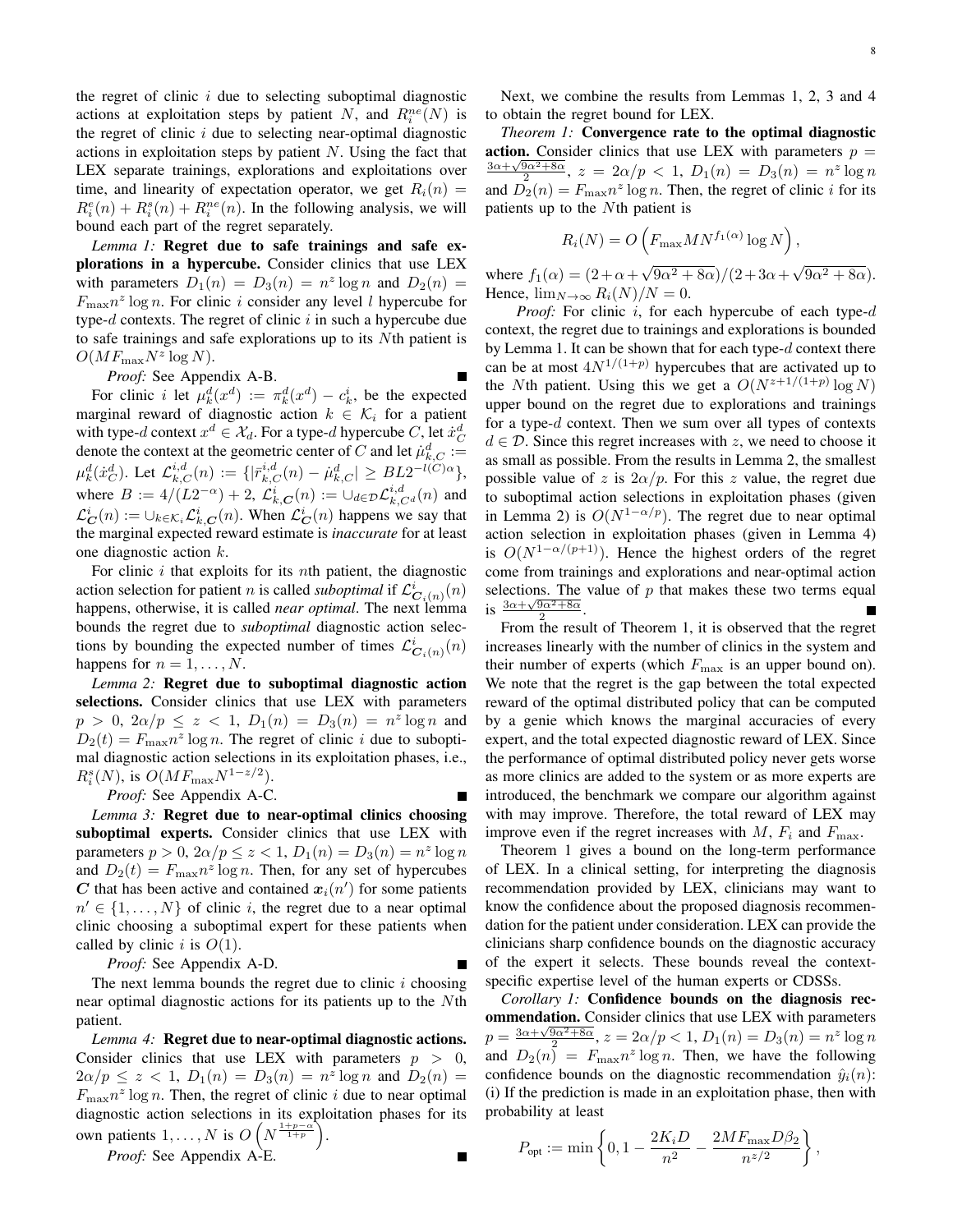the regret of clinic $i$ due to selecting suboptimal diagnostic actions at exploitation steps by patient $N$, and $R_i^{ne}(N)$ is the regret of clinic $i$ due to selecting near-optimal diagnostic actions in exploitation steps by patient $N$. Using the fact that LEX separate trainings, explorations and exploitations over time, and linearity of expectation operator, we get $R_i(n) = R_i^e(n) + R_i^s(n) + R_i^{ne}(n)$. In the following analysis, we will bound each part of the regret separately.

*Lemma 1:* **Regret due to safe trainings and safe explorations in a hypercube.** Consider clinics that use LEX with parameters $D_1(n) = D_3(n) = n^z \log n$ and $D_2(n) = F_{\max} n^z \log n$. For clinic $i$ consider any level $l$ hypercube for type-$d$ contexts. The regret of clinic $i$ in such a hypercube due to safe trainings and safe explorations up to its $N$th patient is $O(MF_{\max} N^z \log N)$.

*Proof:* See Appendix A-B. ∎

For clinic $i$ let $\mu_k^d(x^d) := \pi_k^d(x^d) - c_k^i$, be the expected marginal reward of diagnostic action $k \in \mathcal{K}_i$ for a patient with type-$d$ context $x^d \in \mathcal{X}_d$. For a type-$d$ hypercube $C$, let $\dot{x}_C^d$ denote the context at the geometric center of $C$ and let $\dot{\mu}_{k,C}^d := \mu_k^d(\dot{x}_C^d)$. Let $\mathcal{L}_{k,C}^{i,d}(n) := \{|\bar{r}_{k,C}^{i,d}(n) - \dot{\mu}_{k,C}^d| \geq BL2^{-l(C)\alpha}\}$, where $B := 4/(L2^{-\alpha}) + 2$, $\mathcal{L}_{k,\boldsymbol{C}}^i(n) := \cup_{d \in \mathcal{D}} \mathcal{L}_{k,C^d}^{i,d}(n)$ and $\mathcal{L}_{\boldsymbol{C}}^i(n) := \cup_{k \in \mathcal{K}_i} \mathcal{L}_{k,\boldsymbol{C}}^i(n)$. When $\mathcal{L}_{\boldsymbol{C}}^i(n)$ happens we say that the marginal expected reward estimate is *inaccurate* for at least one diagnostic action $k$.

For clinic $i$ that exploits for its $n$th patient, the diagnostic action selection for patient $n$ is called *suboptimal* if $\mathcal{L}_{\boldsymbol{C}_i(n)}^i(n)$ happens, otherwise, it is called *near optimal*. The next lemma bounds the regret due to *suboptimal* diagnostic action selections by bounding the expected number of times $\mathcal{L}_{\boldsymbol{C}_i(n)}^i(n)$ happens for $n = 1, \ldots, N$.

*Lemma 2:* **Regret due to suboptimal diagnostic action selections.** Consider clinics that use LEX with parameters $p > 0$, $2\alpha/p \leq z < 1$, $D_1(n) = D_3(n) = n^z \log n$ and $D_2(t) = F_{\max} n^z \log n$. The regret of clinic $i$ due to suboptimal diagnostic action selections in its exploitation phases, i.e., $R_i^s(N)$, is $O(MF_{\max} N^{1-z/2})$.

*Proof:* See Appendix A-C. ∎

*Lemma 3:* **Regret due to near-optimal clinics choosing suboptimal experts.** Consider clinics that use LEX with parameters $p > 0$, $2\alpha/p \leq z < 1$, $D_1(n) = D_3(n) = n^z \log n$ and $D_2(t) = F_{\max} n^z \log n$. Then, for any set of hypercubes $\boldsymbol{C}$ that has been active and contained $\boldsymbol{x}_i(n')$ for some patients $n' \in \{1, \ldots, N\}$ of clinic $i$, the regret due to a near optimal clinic choosing a suboptimal expert for these patients when called by clinic $i$ is $O(1)$.

*Proof:* See Appendix A-D. ∎

The next lemma bounds the regret due to clinic $i$ choosing near optimal diagnostic actions for its patients up to the $N$th patient.

*Lemma 4:* **Regret due to near-optimal diagnostic actions.** Consider clinics that use LEX with parameters $p > 0$, $2\alpha/p \leq z < 1$, $D_1(n) = D_3(n) = n^z \log n$ and $D_2(n) = F_{\max} n^z \log n$. Then, the regret of clinic $i$ due to near optimal diagnostic action selections in its exploitation phases for its own patients $1, \ldots, N$ is $O\left(N^{\frac{1+p-\alpha}{1+p}}\right)$.

*Proof:* See Appendix A-E. ∎

Next, we combine the results from Lemmas 1, 2, 3 and 4 to obtain the regret bound for LEX.

*Theorem 1:* **Convergence rate to the optimal diagnostic action.** Consider clinics that use LEX with parameters $p = \frac{3\alpha + \sqrt{9\alpha^2 + 8\alpha}}{2}$, $z = 2\alpha/p < 1$, $D_1(n) = D_3(n) = n^z \log n$ and $D_2(n) = F_{\max} n^z \log n$. Then, the regret of clinic $i$ for its patients up to the $N$th patient is

$$R_i(N) = O\left(F_{\max} M N^{f_1(\alpha)} \log N\right),$$

where $f_1(\alpha) = (2 + \alpha + \sqrt{9\alpha^2 + 8\alpha})/(2 + 3\alpha + \sqrt{9\alpha^2 + 8\alpha})$. Hence, $\lim_{N \to \infty} R_i(N)/N = 0$.

*Proof:* For clinic $i$, for each hypercube of each type-$d$ context, the regret due to trainings and explorations is bounded by Lemma 1. It can be shown that for each type-$d$ context there can be at most $4N^{1/(1+p)}$ hypercubes that are activated up to the $N$th patient. Using this we get a $O(N^{z+1/(1+p)} \log N)$ upper bound on the regret due to explorations and trainings for a type-$d$ context. Then we sum over all types of contexts $d \in \mathcal{D}$. Since this regret increases with $z$, we need to choose it as small as possible. From the results in Lemma 2, the smallest possible value of $z$ is $2\alpha/p$. For this $z$ value, the regret due to suboptimal action selections in exploitation phases (given in Lemma 2) is $O(N^{1-\alpha/p})$. The regret due to near optimal action selection in exploitation phases (given in Lemma 4) is $O(N^{1-\alpha/(p+1)})$. Hence the highest orders of the regret come from trainings and explorations and near-optimal action selections. The value of $p$ that makes these two terms equal is $\frac{3\alpha + \sqrt{9\alpha^2 + 8\alpha}}{2}$. ∎

From the result of Theorem 1, it is observed that the regret increases linearly with the number of clinics in the system and their number of experts (which $F_{\max}$ is an upper bound on). We note that the regret is the gap between the total expected reward of the optimal distributed policy that can be computed by a genie which knows the marginal accuracies of every expert, and the total expected diagnostic reward of LEX. Since the performance of optimal distributed policy never gets worse as more clinics are added to the system or as more experts are introduced, the benchmark we compare our algorithm against with may improve. Therefore, the total reward of LEX may improve even if the regret increases with $M$, $F_i$ and $F_{\max}$.

Theorem 1 gives a bound on the long-term performance of LEX. In a clinical setting, for interpreting the diagnosis recommendation provided by LEX, clinicians may want to know the confidence about the proposed diagnosis recommendation for the patient under consideration. LEX can provide the clinicians sharp confidence bounds on the diagnostic accuracy of the expert it selects. These bounds reveal the context-specific expertise level of the human experts or CDSSs.

*Corollary 1:* **Confidence bounds on the diagnosis recommendation.** Consider clinics that use LEX with parameters $p = \frac{3\alpha + \sqrt{9\alpha^2 + 8\alpha}}{2}$, $z = 2\alpha/p < 1$, $D_1(n) = D_3(n) = n^z \log n$ and $D_2(n) = F_{\max} n^z \log n$. Then, we have the following confidence bounds on the diagnostic recommendation $\hat{y}_i(n)$: (i) If the prediction is made in an exploitation phase, then with probability at least

$$P_{\text{opt}} := \min\left\{0, 1 - \frac{2K_i D}{n^2} - \frac{2MF_{\max} D\beta_2}{n^{z/2}}\right\},$$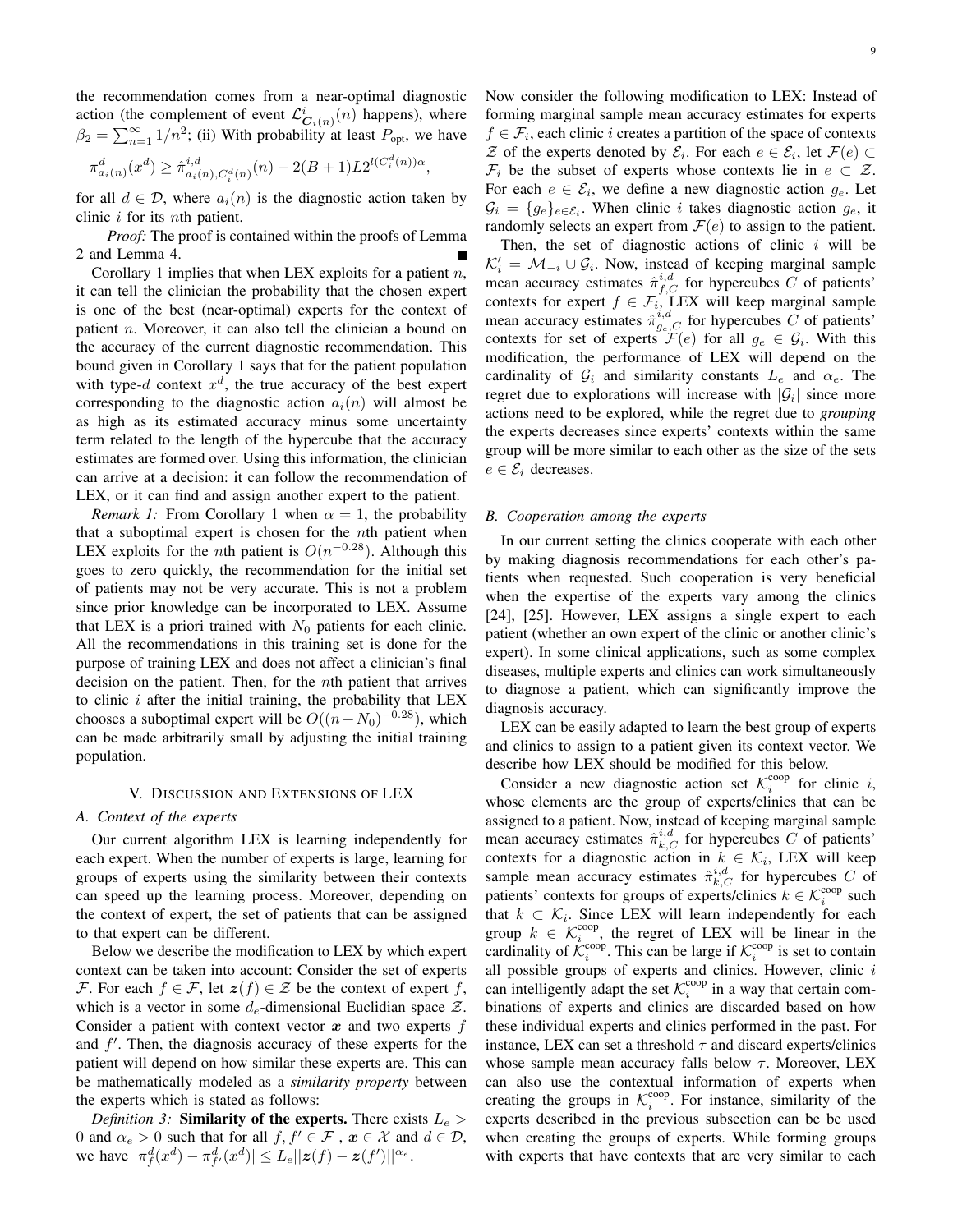the recommendation comes from a near-optimal diagnostic action (the complement of event $\mathcal{L}^i_{\boldsymbol{C}_i(n)}(n)$ happens), where $\beta_2 = \sum_{n=1}^{\infty} 1/n^2$; (ii) With probability at least $P_{\text{opt}}$, we have

$$\pi^d_{a_i(n)}(x^d) \geq \hat{\pi}^{i,d}_{a_i(n), C^d_i(n)}(n) - 2(B+1)L2^{l(C^d_i(n))\alpha},$$

for all $d \in \mathcal{D}$, where $a_i(n)$ is the diagnostic action taken by clinic $i$ for its $n$th patient.

*Proof:* The proof is contained within the proofs of Lemma 2 and Lemma 4. ∎

Corollary 1 implies that when LEX exploits for a patient $n$, it can tell the clinician the probability that the chosen expert is one of the best (near-optimal) experts for the context of patient $n$. Moreover, it can also tell the clinician a bound on the accuracy of the current diagnostic recommendation. This bound given in Corollary 1 says that for the patient population with type-$d$ context $x^d$, the true accuracy of the best expert corresponding to the diagnostic action $a_i(n)$ will almost be as high as its estimated accuracy minus some uncertainty term related to the length of the hypercube that the accuracy estimates are formed over. Using this information, the clinician can arrive at a decision: it can follow the recommendation of LEX, or it can find and assign another expert to the patient.

*Remark 1:* From Corollary 1 when $\alpha = 1$, the probability that a suboptimal expert is chosen for the $n$th patient when LEX exploits for the $n$th patient is $O(n^{-0.28})$. Although this goes to zero quickly, the recommendation for the initial set of patients may not be very accurate. This is not a problem since prior knowledge can be incorporated to LEX. Assume that LEX is a priori trained with $N_0$ patients for each clinic. All the recommendations in this training set is done for the purpose of training LEX and does not affect a clinician's final decision on the patient. Then, for the $n$th patient that arrives to clinic $i$ after the initial training, the probability that LEX chooses a suboptimal expert will be $O((n+N_0)^{-0.28})$, which can be made arbitrarily small by adjusting the initial training population.

## V. Discussion and Extensions of LEX

### A. Context of the experts

Our current algorithm LEX is learning independently for each expert. When the number of experts is large, learning for groups of experts using the similarity between their contexts can speed up the learning process. Moreover, depending on the context of expert, the set of patients that can be assigned to that expert can be different.

Below we describe the modification to LEX by which expert context can be taken into account: Consider the set of experts $\mathcal{F}$. For each $f \in \mathcal{F}$, let $\boldsymbol{z}(f) \in \mathcal{Z}$ be the context of expert $f$, which is a vector in some $d_e$-dimensional Euclidian space $\mathcal{Z}$. Consider a patient with context vector $\boldsymbol{x}$ and two experts $f$ and $f'$. Then, the diagnosis accuracy of these experts for the patient will depend on how similar these experts are. This can be mathematically modeled as a *similarity property* between the experts which is stated as follows:

*Definition 3:* **Similarity of the experts.** There exists $L_e > 0$ and $\alpha_e > 0$ such that for all $f, f' \in \mathcal{F}$, $\boldsymbol{x} \in \mathcal{X}$ and $d \in \mathcal{D}$, we have $|\pi^d_f(x^d) - \pi^d_{f'}(x^d)| \leq L_e ||\boldsymbol{z}(f) - \boldsymbol{z}(f')||^{\alpha_e}$.

Now consider the following modification to LEX: Instead of forming marginal sample mean accuracy estimates for experts $f \in \mathcal{F}_i$, each clinic $i$ creates a partition of the space of contexts $\mathcal{Z}$ of the experts denoted by $\mathcal{E}_i$. For each $e \in \mathcal{E}_i$, let $\mathcal{F}(e) \subset \mathcal{F}_i$ be the subset of experts whose contexts lie in $e \subset \mathcal{Z}$. For each $e \in \mathcal{E}_i$, we define a new diagnostic action $g_e$. Let $\mathcal{G}_i = \{g_e\}_{e \in \mathcal{E}_i}$. When clinic $i$ takes diagnostic action $g_e$, it randomly selects an expert from $\mathcal{F}(e)$ to assign to the patient.

Then, the set of diagnostic actions of clinic $i$ will be $\mathcal{K}'_i = \mathcal{M}_{-i} \cup \mathcal{G}_i$. Now, instead of keeping marginal sample mean accuracy estimates $\hat{\pi}^{i,d}_{f,C}$ for hypercubes $C$ of patients' contexts for expert $f \in \mathcal{F}_i$, LEX will keep marginal sample mean accuracy estimates $\hat{\pi}^{i,d}_{g_e,C}$ for hypercubes $C$ of patients' contexts for set of experts $\mathcal{F}(e)$ for all $g_e \in \mathcal{G}_i$. With this modification, the performance of LEX will depend on the cardinality of $\mathcal{G}_i$ and similarity constants $L_e$ and $\alpha_e$. The regret due to explorations will increase with $|\mathcal{G}_i|$ since more actions need to be explored, while the regret due to *grouping* the experts decreases since experts' contexts within the same group will be more similar to each other as the size of the sets $e \in \mathcal{E}_i$ decreases.

### B. Cooperation among the experts

In our current setting the clinics cooperate with each other by making diagnosis recommendations for each other's patients when requested. Such cooperation is very beneficial when the expertise of the experts vary among the clinics [24], [25]. However, LEX assigns a single expert to each patient (whether an own expert of the clinic or another clinic's expert). In some clinical applications, such as some complex diseases, multiple experts and clinics can work simultaneously to diagnose a patient, which can significantly improve the diagnosis accuracy.

LEX can be easily adapted to learn the best group of experts and clinics to assign to a patient given its context vector. We describe how LEX should be modified for this below.

Consider a new diagnostic action set $\mathcal{K}^{\text{coop}}_i$ for clinic $i$, whose elements are the group of experts/clinics that can be assigned to a patient. Now, instead of keeping marginal sample mean accuracy estimates $\hat{\pi}^{i,d}_{k,C}$ for hypercubes $C$ of patients' contexts for a diagnostic action in $k \in \mathcal{K}_i$, LEX will keep sample mean accuracy estimates $\hat{\pi}^{i,d}_{k,C}$ for hypercubes $C$ of patients' contexts for groups of experts/clinics $k \in \mathcal{K}^{\text{coop}}_i$ such that $k \subset \mathcal{K}_i$. Since LEX will learn independently for each group $k \in \mathcal{K}^{\text{coop}}_i$, the regret of LEX will be linear in the cardinality of $\mathcal{K}^{\text{coop}}_i$. This can be large if $\mathcal{K}^{\text{coop}}_i$ is set to contain all possible groups of experts and clinics. However, clinic $i$ can intelligently adapt the set $\mathcal{K}^{\text{coop}}_i$ in a way that certain combinations of experts and clinics are discarded based on how these individual experts and clinics performed in the past. For instance, LEX can set a threshold $\tau$ and discard experts/clinics whose sample mean accuracy falls below $\tau$. Moreover, LEX can also use the contextual information of experts when creating the groups in $\mathcal{K}^{\text{coop}}_i$. For instance, similarity of the experts described in the previous subsection can be be used when creating the groups of experts. While forming groups with experts that have contexts that are very similar to each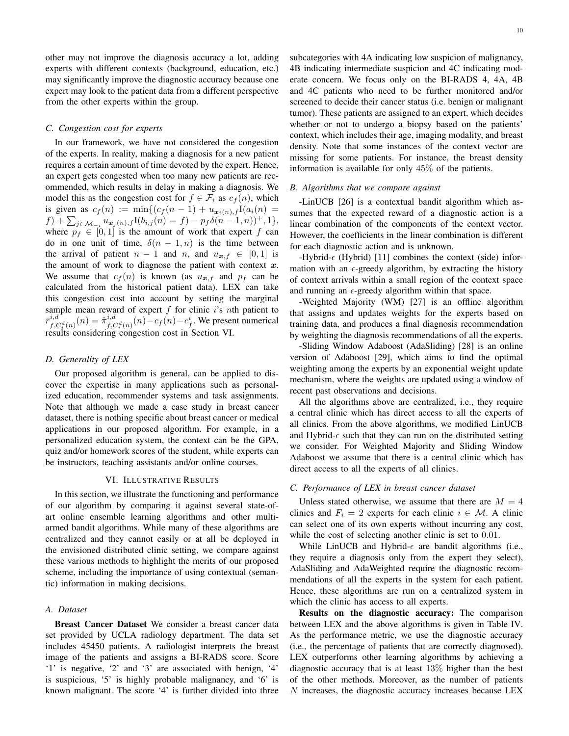other may not improve the diagnosis accuracy a lot, adding experts with different contexts (background, education, etc.) may significantly improve the diagnostic accuracy because one expert may look to the patient data from a different perspective from the other experts within the group.

### *C. Congestion cost for experts*

In our framework, we have not considered the congestion of the experts. In reality, making a diagnosis for a new patient requires a certain amount of time devoted by the expert. Hence, an expert gets congested when too many new patients are recommended, which results in delay in making a diagnosis. We model this as the congestion cost for $f \in \mathcal{F}_i$ as $c_f(n)$, which is given as $c_f(n) := \min\{(c_f(n-1) + u_{\boldsymbol{x}_i(n),f}\mathrm{I}(a_i(n) = f) + \sum_{j \in \mathcal{M}_{-i}} u_{\boldsymbol{x}_j(n),f}\mathrm{I}(b_{i,j}(n) = f) - p_f\delta(n-1,n))^+, 1\}$, where $p_f \in [0,1]$ is the amount of work that expert $f$ can do in one unit of time, $\delta(n-1,n)$ is the time between the arrival of patient $n-1$ and $n$, and $u_{\boldsymbol{x},f} \in [0,1]$ is the amount of work to diagnose the patient with context $\boldsymbol{x}$. We assume that $c_f(n)$ is known (as $u_{\boldsymbol{x},f}$ and $p_f$ can be calculated from the historical patient data). LEX can take this congestion cost into account by setting the marginal sample mean reward of expert $f$ for clinic $i$'s $n$th patient to $\bar{r}^{i,d}_{f,C^d_i(n)}(n) = \hat{\pi}^{i,d}_{f,C^d_i(n)}(n) - c_f(n) - c^i_f$. We present numerical results considering congestion cost in Section VI.

### *D. Generality of LEX*

Our proposed algorithm is general, can be applied to discover the expertise in many applications such as personalized education, recommender systems and task assignments. Note that although we made a case study in breast cancer dataset, there is nothing specific about breast cancer or medical applications in our proposed algorithm. For example, in a personalized education system, the context can be the GPA, quiz and/or homework scores of the student, while experts can be instructors, teaching assistants and/or online courses.

## VI. Illustrative Results

In this section, we illustrate the functioning and performance of our algorithm by comparing it against several state-of-art online ensemble learning algorithms and other multi-armed bandit algorithms. While many of these algorithms are centralized and they cannot easily or at all be deployed in the envisioned distributed clinic setting, we compare against these various methods to highlight the merits of our proposed scheme, including the importance of using contextual (semantic) information in making decisions.

### *A. Dataset*

**Breast Cancer Dataset** We consider a breast cancer data set provided by UCLA radiology department. The data set includes 45450 patients. A radiologist interprets the breast image of the patients and assigns a BI-RADS score. Score '1' is negative, '2' and '3' are associated with benign, '4' is suspicious, '5' is highly probable malignancy, and '6' is known malignant. The score '4' is further divided into three subcategories with 4A indicating low suspicion of malignancy, 4B indicating intermediate suspicion and 4C indicating moderate concern. We focus only on the BI-RADS 4, 4A, 4B and 4C patients who need to be further monitored and/or screened to decide their cancer status (i.e. benign or malignant tumor). These patients are assigned to an expert, which decides whether or not to undergo a biopsy based on the patients' context, which includes their age, imaging modality, and breast density. Note that some instances of the context vector are missing for some patients. For instance, the breast density information is available for only 45% of the patients.

### *B. Algorithms that we compare against*

-LinUCB [26] is a contextual bandit algorithm which assumes that the expected reward of a diagnostic action is a linear combination of the components of the context vector. However, the coefficients in the linear combination is different for each diagnostic action and is unknown.

-Hybrid-$\epsilon$ (Hybrid) [11] combines the context (side) information with an $\epsilon$-greedy algorithm, by extracting the history of context arrivals within a small region of the context space and running an $\epsilon$-greedy algorithm within that space.

-Weighted Majority (WM) [27] is an offline algorithm that assigns and updates weights for the experts based on training data, and produces a final diagnosis recommendation by weighting the diagnosis recommendations of all the experts.

-Sliding Window Adaboost (AdaSliding) [28] is an online version of Adaboost [29], which aims to find the optimal weighting among the experts by an exponential weight update mechanism, where the weights are updated using a window of recent past observations and decisions.

All the algorithms above are centralized, i.e., they require a central clinic which has direct access to all the experts of all clinics. From the above algorithms, we modified LinUCB and Hybrid-$\epsilon$ such that they can run on the distributed setting we consider. For Weighted Majority and Sliding Window Adaboost we assume that there is a central clinic which has direct access to all the experts of all clinics.

### *C. Performance of LEX in breast cancer dataset*

Unless stated otherwise, we assume that there are $M = 4$ clinics and $F_i = 2$ experts for each clinic $i \in \mathcal{M}$. A clinic can select one of its own experts without incurring any cost, while the cost of selecting another clinic is set to 0.01.

While LinUCB and Hybrid-$\epsilon$ are bandit algorithms (i.e., they require a diagnosis only from the expert they select), AdaSliding and AdaWeighted require the diagnostic recommendations of all the experts in the system for each patient. Hence, these algorithms are run on a centralized system in which the clinic has access to all experts.

**Results on the diagnostic accuracy:** The comparison between LEX and the above algorithms is given in Table IV. As the performance metric, we use the diagnostic accuracy (i.e., the percentage of patients that are correctly diagnosed). LEX outperforms other learning algorithms by achieving a diagnostic accuracy that is at least 13% higher than the best of the other methods. Moreover, as the number of patients $N$ increases, the diagnostic accuracy increases because LEX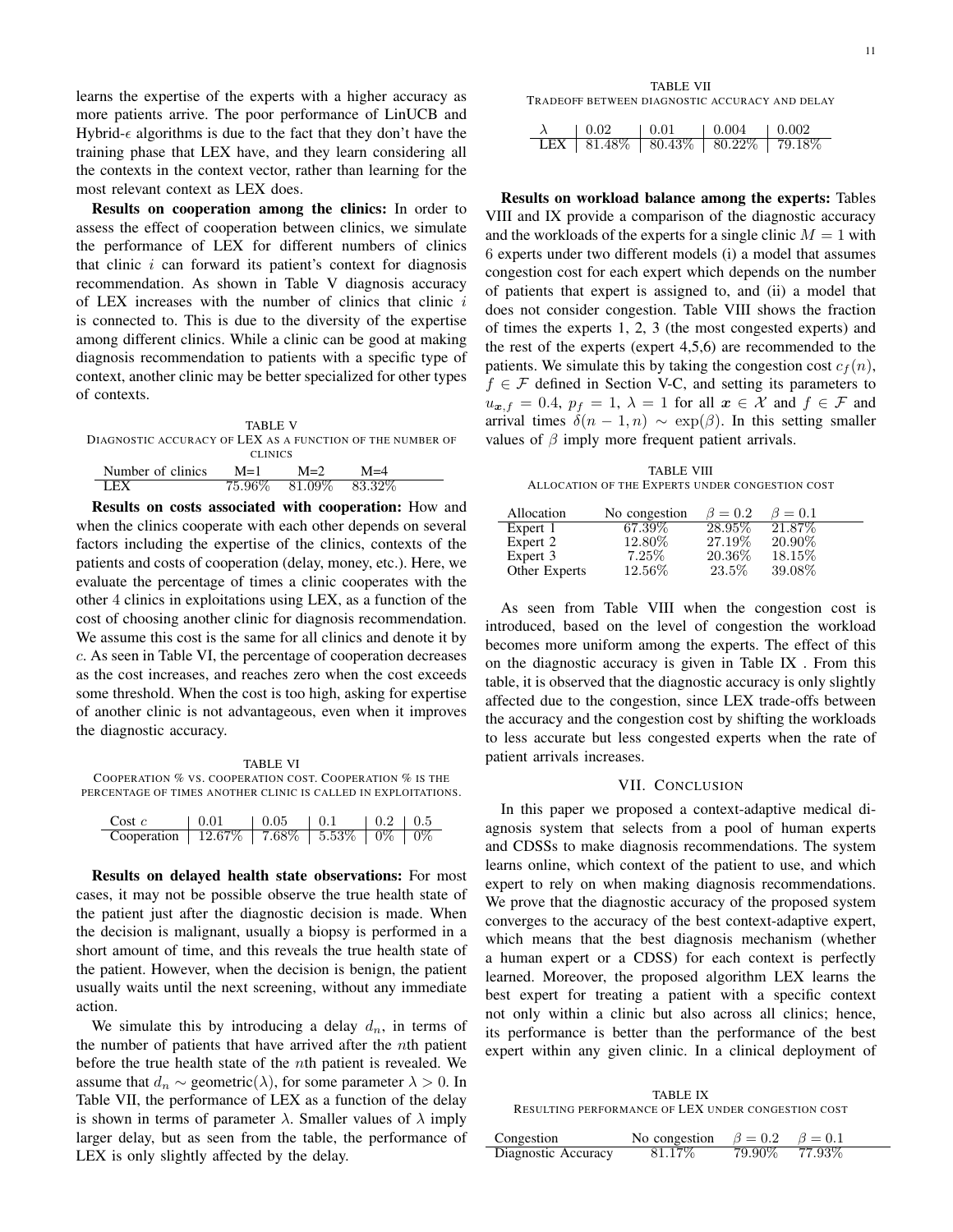learns the expertise of the experts with a higher accuracy as more patients arrive. The poor performance of LinUCB and Hybrid-$\epsilon$ algorithms is due to the fact that they don't have the training phase that LEX have, and they learn considering all the contexts in the context vector, rather than learning for the most relevant context as LEX does.

**Results on cooperation among the clinics:** In order to assess the effect of cooperation between clinics, we simulate the performance of LEX for different numbers of clinics that clinic $i$ can forward its patient's context for diagnosis recommendation. As shown in Table V diagnosis accuracy of LEX increases with the number of clinics that clinic $i$ is connected to. This is due to the diversity of the expertise among different clinics. While a clinic can be good at making diagnosis recommendation to patients with a specific type of context, another clinic may be better specialized for other types of contexts.

TABLE V
DIAGNOSTIC ACCURACY OF LEX AS A FUNCTION OF THE NUMBER OF CLINICS

| Number of clinics | M=1 | M=2 | M=4 |
|---|---|---|---|
| LEX | 75.96% | 81.09% | 83.32% |

**Results on costs associated with cooperation:** How and when the clinics cooperate with each other depends on several factors including the expertise of the clinics, contexts of the patients and costs of cooperation (delay, money, etc.). Here, we evaluate the percentage of times a clinic cooperates with the other 4 clinics in exploitations using LEX, as a function of the cost of choosing another clinic for diagnosis recommendation. We assume this cost is the same for all clinics and denote it by $c$. As seen in Table VI, the percentage of cooperation decreases as the cost increases, and reaches zero when the cost exceeds some threshold. When the cost is too high, asking for expertise of another clinic is not advantageous, even when it improves the diagnostic accuracy.

TABLE VI
COOPERATION % VS. COOPERATION COST. COOPERATION % IS THE PERCENTAGE OF TIMES ANOTHER CLINIC IS CALLED IN EXPLOITATIONS.

| Cost $c$ | 0.01 | 0.05 | 0.1 | 0.2 | 0.5 |
|---|---|---|---|---|---|
| Cooperation | 12.67% | 7.68% | 5.53% | 0% | 0% |

**Results on delayed health state observations:** For most cases, it may not be possible observe the true health state of the patient just after the diagnostic decision is made. When the decision is malignant, usually a biopsy is performed in a short amount of time, and this reveals the true health state of the patient. However, when the decision is benign, the patient usually waits until the next screening, without any immediate action.

We simulate this by introducing a delay $d_n$, in terms of the number of patients that have arrived after the $n$th patient before the true health state of the $n$th patient is revealed. We assume that $d_n \sim \text{geometric}(\lambda)$, for some parameter $\lambda > 0$. In Table VII, the performance of LEX as a function of the delay is shown in terms of parameter $\lambda$. Smaller values of $\lambda$ imply larger delay, but as seen from the table, the performance of LEX is only slightly affected by the delay.

TABLE VII
TRADEOFF BETWEEN DIAGNOSTIC ACCURACY AND DELAY

| $\lambda$ | 0.02 | 0.01 | 0.004 | 0.002 |
|---|---|---|---|---|
| LEX | 81.48% | 80.43% | 80.22% | 79.18% |

**Results on workload balance among the experts:** Tables VIII and IX provide a comparison of the diagnostic accuracy and the workloads of the experts for a single clinic $M = 1$ with 6 experts under two different models (i) a model that assumes congestion cost for each expert which depends on the number of patients that expert is assigned to, and (ii) a model that does not consider congestion. Table VIII shows the fraction of times the experts 1, 2, 3 (the most congested experts) and the rest of the experts (expert 4,5,6) are recommended to the patients. We simulate this by taking the congestion cost $c_f(n)$, $f \in \mathcal{F}$ defined in Section V-C, and setting its parameters to $u_{\boldsymbol{x},f} = 0.4$, $p_f = 1$, $\lambda = 1$ for all $\boldsymbol{x} \in \mathcal{X}$ and $f \in \mathcal{F}$ and arrival times $\delta(n-1, n) \sim \exp(\beta)$. In this setting smaller values of $\beta$ imply more frequent patient arrivals.

TABLE VIII
ALLOCATION OF THE EXPERTS UNDER CONGESTION COST

| Allocation | No congestion | $\beta = 0.2$ | $\beta = 0.1$ |
|---|---|---|---|
| Expert 1 | 67.39% | 28.95% | 21.87% |
| Expert 2 | 12.80% | 27.19% | 20.90% |
| Expert 3 | 7.25% | 20.36% | 18.15% |
| Other Experts | 12.56% | 23.5% | 39.08% |

As seen from Table VIII when the congestion cost is introduced, based on the level of congestion the workload becomes more uniform among the experts. The effect of this on the diagnostic accuracy is given in Table IX . From this table, it is observed that the diagnostic accuracy is only slightly affected due to the congestion, since LEX trade-offs between the accuracy and the congestion cost by shifting the workloads to less accurate but less congested experts when the rate of patient arrivals increases.

## VII. CONCLUSION

In this paper we proposed a context-adaptive medical diagnosis system that selects from a pool of human experts and CDSSs to make diagnosis recommendations. The system learns online, which context of the patient to use, and which expert to rely on when making diagnosis recommendations. We prove that the diagnostic accuracy of the proposed system converges to the accuracy of the best context-adaptive expert, which means that the best diagnosis mechanism (whether a human expert or a CDSS) for each context is perfectly learned. Moreover, the proposed algorithm LEX learns the best expert for treating a patient with a specific context not only within a clinic but also across all clinics; hence, its performance is better than the performance of the best expert within any given clinic. In a clinical deployment of

TABLE IX
RESULTING PERFORMANCE OF LEX UNDER CONGESTION COST

| Congestion | No congestion | $\beta = 0.2$ | $\beta = 0.1$ |
|---|---|---|---|
| Diagnostic Accuracy | 81.17% | 79.90% | 77.93% |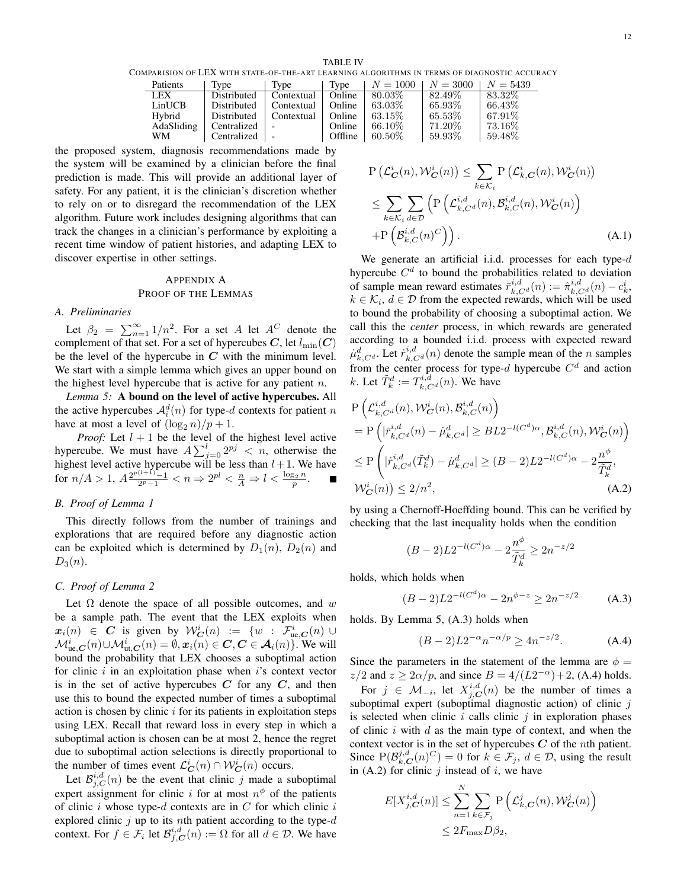TABLE IV
COMPARISION OF LEX WITH STATE-OF-THE-ART LEARNING ALGORITHMS IN TERMS OF DIAGNOSTIC ACCURACY

| Patients | Type | Type | Type | $N = 1000$ | $N = 3000$ | $N = 5439$ |
|---|---|---|---|---|---|---|
| LEX | Distributed | Contextual | Online | 80.03% | 82.49% | 83.32% |
| LinUCB | Distributed | Contextual | Online | 63.03% | 65.93% | 66.43% |
| Hybrid | Distributed | Contextual | Online | 63.15% | 65.53% | 67.91% |
| AdaSliding | Centralized | - | Online | 66.10% | 71.20% | 73.16% |
| WM | Centralized | - | Offline | 60.50% | 59.93% | 59.48% |

the proposed system, diagnosis recommendations made by the system will be examined by a clinician before the final prediction is made. This will provide an additional layer of safety. For any patient, it is the clinician's discretion whether to rely on or to disregard the recommendation of the LEX algorithm. Future work includes designing algorithms that can track the changes in a clinician's performance by exploiting a recent time window of patient histories, and adapting LEX to discover expertise in other settings.

## APPENDIX A
## PROOF OF THE LEMMAS

### A. Preliminaries

Let $\beta_2 = \sum_{n=1}^{\infty} 1/n^2$. For a set $A$ let $A^C$ denote the complement of that set. For a set of hypercubes $\boldsymbol{C}$, let $l_{\min}(\boldsymbol{C})$ be the level of the hypercube in $\boldsymbol{C}$ with the minimum level. We start with a simple lemma which gives an upper bound on the highest level hypercube that is active for any patient $n$.

*Lemma 5:* **A bound on the level of active hypercubes.** All the active hypercubes $\mathcal{A}_i^d(n)$ for type-$d$ contexts for patient $n$ have at most a level of $(\log_2 n)/p + 1$.

*Proof:* Let $l+1$ be the level of the highest level active hypercube. We must have $A \sum_{j=0}^{l} 2^{pj} < n$, otherwise the highest level active hypercube will be less than $l+1$. We have for $n/A > 1$, $A \frac{2^{p(l+1)}-1}{2^p - 1} < n \Rightarrow 2^{pl} < \frac{n}{A} \Rightarrow l < \frac{\log_2 n}{p}$. ∎

### B. Proof of Lemma 1

This directly follows from the number of trainings and explorations that are required before any diagnostic action can be exploited which is determined by $D_1(n)$, $D_2(n)$ and $D_3(n)$.

### C. Proof of Lemma 2

Let $\Omega$ denote the space of all possible outcomes, and $w$ be a sample path. The event that the LEX exploits when $\boldsymbol{x}_i(n) \in \boldsymbol{C}$ is given by $\mathcal{W}_{\boldsymbol{C}}^i(n) := \{w : \mathcal{F}_{\text{ue},\boldsymbol{C}}^i(n) \cup \mathcal{M}_{\text{ue},\boldsymbol{C}}^i(n) \cup \mathcal{M}_{\text{ut},\boldsymbol{C}}^i(n) = \emptyset, \boldsymbol{x}_i(n) \in \boldsymbol{C}, \boldsymbol{C} \in \boldsymbol{\mathcal{A}}_i(n)\}$. We will bound the probability that LEX chooses a suboptimal action for clinic $i$ in an exploitation phase when $i$'s context vector is in the set of active hypercubes $\boldsymbol{C}$ for any $\boldsymbol{C}$, and then use this to bound the expected number of times a suboptimal action is chosen by clinic $i$ for its patients in exploitation steps using LEX. Recall that reward loss in every step in which a suboptimal action is chosen can be at most 2, hence the regret due to suboptimal action selections is directly proportional to the number of times event $\mathcal{L}_{\boldsymbol{C}}^i(n) \cap \mathcal{W}_{\boldsymbol{C}}^i(n)$ occurs.

Let $\mathcal{B}_{j,C}^{i,d}(n)$ be the event that clinic $j$ made a suboptimal expert assignment for clinic $i$ for at most $n^\phi$ of the patients of clinic $i$ whose type-$d$ contexts are in $C$ for which clinic $i$ explored clinic $j$ up to its $n$th patient according to the type-$d$ context. For $f \in \mathcal{F}_i$ let $\mathcal{B}_{f,\boldsymbol{C}}^{i,d}(n) := \Omega$ for all $d \in \mathcal{D}$. We have

$$
\begin{aligned}
\mathrm{P}\left(\mathcal{L}_{\boldsymbol{C}}^i(n), \mathcal{W}_{\boldsymbol{C}}^i(n)\right) &\leq \sum_{k \in \mathcal{K}_i} \mathrm{P}\left(\mathcal{L}_{k,\boldsymbol{C}}^i(n), \mathcal{W}_{\boldsymbol{C}}^i(n)\right) \\
&\leq \sum_{k \in \mathcal{K}_i} \sum_{d \in \mathcal{D}} \Big( \mathrm{P}\left(\mathcal{L}_{k,C^d}^{i,d}(n), \mathcal{B}_{k,C}^{i,d}(n), \mathcal{W}_{\boldsymbol{C}}^i(n)\right) \\
&\quad + \mathrm{P}\left(\mathcal{B}_{k,C}^{i,d}(n)^C\right) \Big). \qquad \text{(A.1)}
\end{aligned}
$$

We generate an artificial i.i.d. processes for each type-$d$ hypercube $C^d$ to bound the probabilities related to deviation of sample mean reward estimates $\bar{r}_{k,C^d}^{i,d}(n) := \hat{\pi}_{k,C^d}^{i,d}(n) - c_k^i$, $k \in \mathcal{K}_i$, $d \in \mathcal{D}$ from the expected rewards, which will be used to bound the probability of choosing a suboptimal action. We call this the *center* process, in which rewards are generated according to a bounded i.i.d. process with expected reward $\dot{\mu}_{k,C^d}^d$. Let $\dot{r}_{k,C^d}^{i,d}(n)$ denote the sample mean of the $n$ samples from the center process for type-$d$ hypercube $C^d$ and action $k$. Let $\tilde{T}_k^d := T_{k,C^d}^{i,d}(n)$. We have

$$
\begin{aligned}
&\mathrm{P}\left(\mathcal{L}_{k,C^d}^{i,d}(n), \mathcal{W}_{\boldsymbol{C}}^i(n), \mathcal{B}_{k,C}^{i,d}(n)\right) \\
&= \mathrm{P}\left(|\bar{r}_{k,C^d}^{i,d}(n) - \dot{\mu}_{k,C^d}^d| \geq BL2^{-l(C^d)\alpha}, \mathcal{B}_{k,C}^{i,d}(n), \mathcal{W}_{\boldsymbol{C}}^i(n)\right) \\
&\leq \mathrm{P}\Bigg(|\dot{r}_{k,C^d}^{i,d}(\tilde{T}_k^d) - \dot{\mu}_{k,C^d}^d| \geq (B-2)L2^{-l(C^d)\alpha} - 2\frac{n^\phi}{\tilde{T}_k^d}, \\
&\quad \mathcal{W}_{\boldsymbol{C}}^i(n)\Bigg) \leq 2/n^2, \qquad \text{(A.2)}
\end{aligned}
$$

by using a Chernoff-Hoeffding bound. This can be verified by checking that the last inequality holds when the condition

$$
(B-2)L2^{-l(C^d)\alpha} - 2\frac{n^\phi}{\tilde{T}_k^d} \geq 2n^{-z/2}
$$

holds, which holds when

$$
(B-2)L2^{-l(C^d)\alpha} - 2n^{\phi - z} \geq 2n^{-z/2} \qquad \text{(A.3)}
$$

holds. By Lemma 5, (A.3) holds when

$$
(B-2)L2^{-\alpha}n^{-\alpha/p} \geq 4n^{-z/2}. \qquad \text{(A.4)}
$$

Since the parameters in the statement of the lemma are $\phi = z/2$ and $z \geq 2\alpha/p$, and since $B = 4/(L2^{-\alpha}) + 2$, (A.4) holds.

For $j \in \mathcal{M}_{-i}$, let $X_{j,\boldsymbol{C}}^{i,d}(n)$ be the number of times a suboptimal expert (suboptimal diagnostic action) of clinic $j$ is selected when clinic $i$ calls clinic $j$ in exploration phases of clinic $i$ with $d$ as the main type of context, and when the context vector is in the set of hypercubes $\boldsymbol{C}$ of the $n$th patient. Since $\mathrm{P}(\mathcal{B}_{k,\boldsymbol{C}}^{j,d}(n)^C) = 0$ for $k \in \mathcal{F}_j$, $d \in \mathcal{D}$, using the result in (A.2) for clinic $j$ instead of $i$, we have

$$
\begin{aligned}
E[X_{j,\boldsymbol{C}}^{i,d}(n)] &\leq \sum_{n=1}^{N} \sum_{k \in \mathcal{F}_j} \mathrm{P}\left(\mathcal{L}_{k,\boldsymbol{C}}^j(n), \mathcal{W}_{\boldsymbol{C}}^j(n)\right) \\
&\leq 2F_{\max} D \beta_2,
\end{aligned}
$$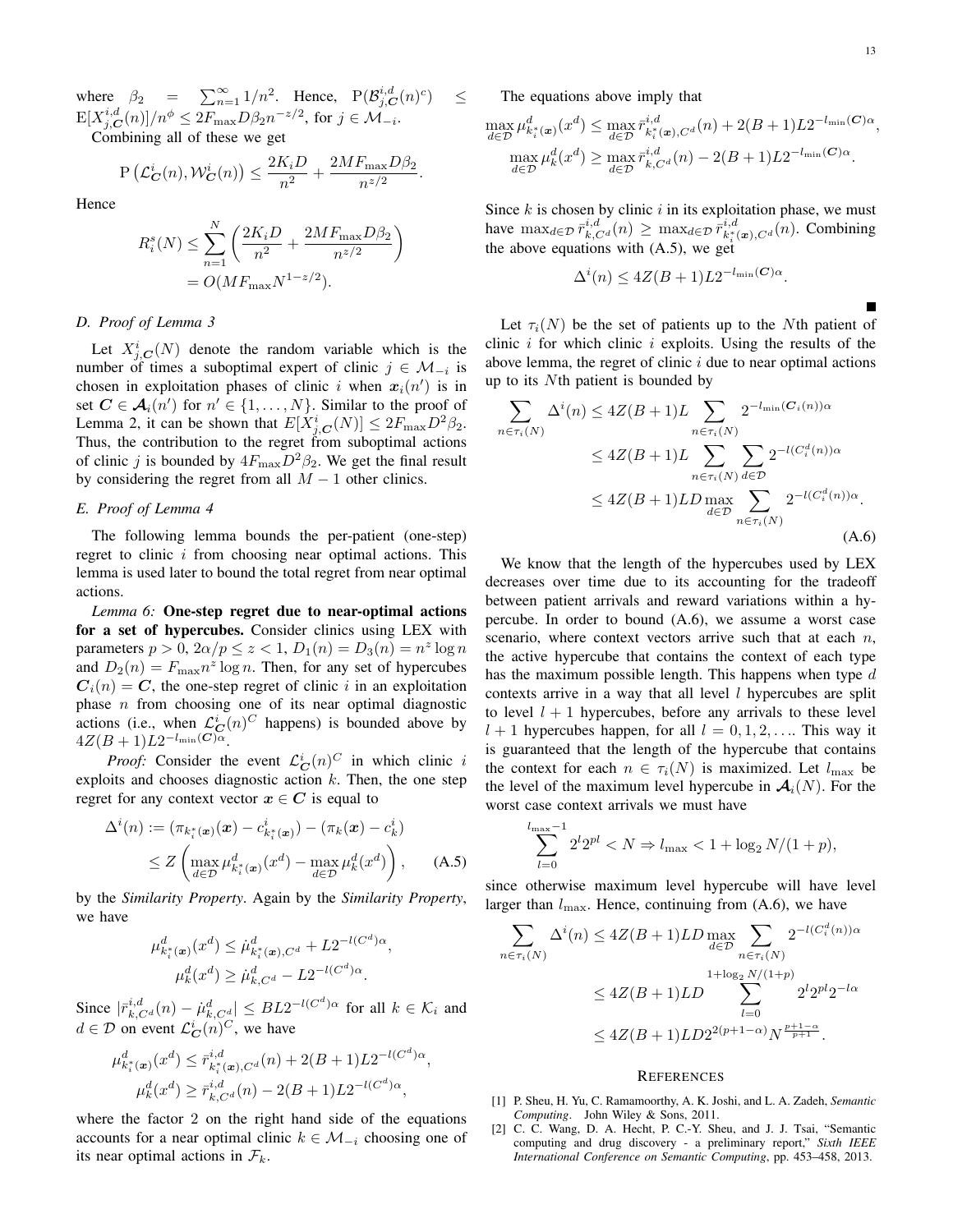where $\beta_2 = \sum_{n=1}^{\infty} 1/n^2$. Hence, $\mathrm{P}(\mathcal{B}^{i,d}_{j,\boldsymbol{C}}(n)^c) \leq \mathrm{E}[X^{i,d}_{j,\boldsymbol{C}}(n)]/n^{\phi} \leq 2F_{\max} D \beta_2 n^{-z/2}$, for $j \in \mathcal{M}_{-i}$.

Combining all of these we get

$$\mathrm{P}\left(\mathcal{L}^i_{\boldsymbol{C}}(n), \mathcal{W}^i_{\boldsymbol{C}}(n)\right) \leq \frac{2K_i D}{n^2} + \frac{2MF_{\max} D \beta_2}{n^{z/2}}.$$

Hence

$$\begin{aligned} R^s_i(N) &\leq \sum_{n=1}^{N} \left( \frac{2K_i D}{n^2} + \frac{2MF_{\max} D \beta_2}{n^{z/2}} \right) \\ &= O(MF_{\max} N^{1-z/2}). \end{aligned}$$

### D. Proof of Lemma 3

Let $X^i_{j,\boldsymbol{C}}(N)$ denote the random variable which is the number of times a suboptimal expert of clinic $j \in \mathcal{M}_{-i}$ is chosen in exploitation phases of clinic $i$ when $\boldsymbol{x}_i(n')$ is in set $\boldsymbol{C} \in \boldsymbol{\mathcal{A}}_i(n')$ for $n' \in \{1, \ldots, N\}$. Similar to the proof of Lemma 2, it can be shown that $E[X^i_{j,\boldsymbol{C}}(N)] \leq 2F_{\max} D^2 \beta_2$. Thus, the contribution to the regret from suboptimal actions of clinic $j$ is bounded by $4F_{\max} D^2 \beta_2$. We get the final result by considering the regret from all $M-1$ other clinics.

### E. Proof of Lemma 4

The following lemma bounds the per-patient (one-step) regret to clinic $i$ from choosing near optimal actions. This lemma is used later to bound the total regret from near optimal actions.

*Lemma 6:* **One-step regret due to near-optimal actions for a set of hypercubes.** Consider clinics using LEX with parameters $p > 0$, $2\alpha/p \leq z < 1$, $D_1(n) = D_3(n) = n^z \log n$ and $D_2(n) = F_{\max} n^z \log n$. Then, for any set of hypercubes $\boldsymbol{C}_i(n) = \boldsymbol{C}$, the one-step regret of clinic $i$ in an exploitation phase $n$ from choosing one of its near optimal diagnostic actions (i.e., when $\mathcal{L}^i_{\boldsymbol{C}}(n)^C$ happens) is bounded above by $4Z(B+1)L2^{-l_{\min}(\boldsymbol{C})\alpha}$.

*Proof:* Consider the event $\mathcal{L}^i_{\boldsymbol{C}}(n)^C$ in which clinic $i$ exploits and chooses diagnostic action $k$. Then, the one step regret for any context vector $\boldsymbol{x} \in \boldsymbol{C}$ is equal to

$$\begin{aligned} \Delta^i(n) &:= (\pi_{k^*_i(\boldsymbol{x})}(\boldsymbol{x}) - c^i_{k^*_i(\boldsymbol{x})}) - (\pi_k(\boldsymbol{x}) - c^i_k) \\ &\leq Z\left( \max_{d \in \mathcal{D}} \mu^d_{k^*_i(\boldsymbol{x})}(x^d) - \max_{d \in \mathcal{D}} \mu^d_k(x^d) \right), \qquad \text{(A.5)} \end{aligned}$$

by the *Similarity Property*. Again by the *Similarity Property*, we have

$$\begin{aligned} \mu^d_{k^*_i(\boldsymbol{x})}(x^d) &\leq \dot{\mu}^d_{k^*_i(\boldsymbol{x}),C^d} + L2^{-l(C^d)\alpha}, \\ \mu^d_k(x^d) &\geq \dot{\mu}^d_{k,C^d} - L2^{-l(C^d)\alpha}. \end{aligned}$$

Since $|\bar{r}^{i,d}_{k,C^d}(n) - \dot{\mu}^d_{k,C^d}| \leq BL2^{-l(C^d)\alpha}$ for all $k \in \mathcal{K}_i$ and $d \in \mathcal{D}$ on event $\mathcal{L}^i_{\boldsymbol{C}}(n)^C$, we have

$$\begin{aligned} \mu^d_{k^*_i(\boldsymbol{x})}(x^d) &\leq \bar{r}^{i,d}_{k^*_i(\boldsymbol{x}),C^d}(n) + 2(B+1)L2^{-l(C^d)\alpha}, \\ \mu^d_k(x^d) &\geq \bar{r}^{i,d}_{k,C^d}(n) - 2(B+1)L2^{-l(C^d)\alpha}, \end{aligned}$$

where the factor 2 on the right hand side of the equations accounts for a near optimal clinic $k \in \mathcal{M}_{-i}$ choosing one of its near optimal actions in $\mathcal{F}_k$.

The equations above imply that

$$\begin{aligned} \max_{d \in \mathcal{D}} \mu^d_{k^*_i(\boldsymbol{x})}(x^d) &\leq \max_{d \in \mathcal{D}} \bar{r}^{i,d}_{k^*_i(\boldsymbol{x}),C^d}(n) + 2(B+1)L2^{-l_{\min}(\boldsymbol{C})\alpha}, \\ \max_{d \in \mathcal{D}} \mu^d_k(x^d) &\geq \max_{d \in \mathcal{D}} \bar{r}^{i,d}_{k,C^d}(n) - 2(B+1)L2^{-l_{\min}(\boldsymbol{C})\alpha}. \end{aligned}$$

Since $k$ is chosen by clinic $i$ in its exploitation phase, we must have $\max_{d \in \mathcal{D}} \bar{r}^{i,d}_{k,C^d}(n) \geq \max_{d \in \mathcal{D}} \bar{r}^{i,d}_{k^*_i(\boldsymbol{x}),C^d}(n)$. Combining the above equations with (A.5), we get

$$\Delta^i(n) \leq 4Z(B+1)L2^{-l_{\min}(\boldsymbol{C})\alpha}.$$

■

Let $\tau_i(N)$ be the set of patients up to the $N$th patient of clinic $i$ for which clinic $i$ exploits. Using the results of the above lemma, the regret of clinic $i$ due to near optimal actions up to its $N$th patient is bounded by

$$\begin{aligned} \sum_{n \in \tau_i(N)} \Delta^i(n) &\leq 4Z(B+1)L \sum_{n \in \tau_i(N)} 2^{-l_{\min}(\boldsymbol{C}_i(n))\alpha} \\ &\leq 4Z(B+1)L \sum_{n \in \tau_i(N)} \sum_{d \in \mathcal{D}} 2^{-l(C^d_i(n))\alpha} \\ &\leq 4Z(B+1)LD \max_{d \in \mathcal{D}} \sum_{n \in \tau_i(N)} 2^{-l(C^d_i(n))\alpha}. \end{aligned} \qquad \text{(A.6)}$$

We know that the length of the hypercubes used by LEX decreases over time due to its accounting for the tradeoff between patient arrivals and reward variations within a hypercube. In order to bound (A.6), we assume a worst case scenario, where context vectors arrive such that at each $n$, the active hypercube that contains the context of each type has the maximum possible length. This happens when type $d$ contexts arrive in a way that all level $l$ hypercubes are split to level $l+1$ hypercubes, before any arrivals to these level $l+1$ hypercubes happen, for all $l = 0, 1, 2, \ldots$. This way it is guaranteed that the length of the hypercube that contains the context for each $n \in \tau_i(N)$ is maximized. Let $l_{\max}$ be the level of the maximum level hypercube in $\boldsymbol{\mathcal{A}}_i(N)$. For the worst case context arrivals we must have

$$\sum_{l=0}^{l_{\max}-1} 2^l 2^{pl} < N \Rightarrow l_{\max} < 1 + \log_2 N/(1+p),$$

since otherwise maximum level hypercube will have level larger than $l_{\max}$. Hence, continuing from (A.6), we have

$$\begin{aligned} \sum_{n \in \tau_i(N)} \Delta^i(n) &\leq 4Z(B+1)LD \max_{d \in \mathcal{D}} \sum_{n \in \tau_i(N)} 2^{-l(C^d_i(n))\alpha} \\ &\leq 4Z(B+1)LD \sum_{l=0}^{1+\log_2 N/(1+p)} 2^l 2^{pl} 2^{-l\alpha} \\ &\leq 4Z(B+1)LD 2^{2(p+1-\alpha)} N^{\frac{p+1-\alpha}{p+1}}. \end{aligned}$$

## References

[1] P. Sheu, H. Yu, C. Ramamoorthy, A. K. Joshi, and L. A. Zadeh, *Semantic Computing*. John Wiley & Sons, 2011.

[2] C. C. Wang, D. A. Hecht, P. C.-Y. Sheu, and J. J. Tsai, "Semantic computing and drug discovery - a preliminary report," *Sixth IEEE International Conference on Semantic Computing*, pp. 453–458, 2013.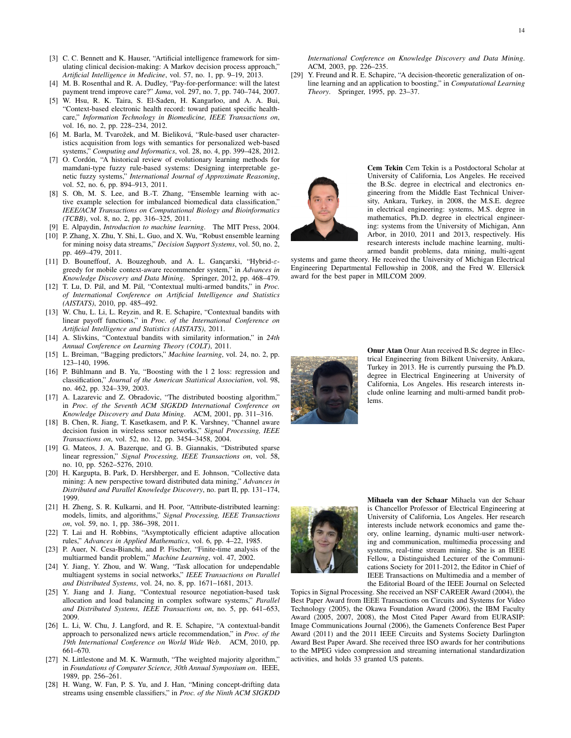[3] C. C. Bennett and K. Hauser, "Artificial intelligence framework for simulating clinical decision-making: A Markov decision process approach," *Artificial Intelligence in Medicine*, vol. 57, no. 1, pp. 9–19, 2013.

[4] M. B. Rosenthal and R. A. Dudley, "Pay-for-performance: will the latest payment trend improve care?" *Jama*, vol. 297, no. 7, pp. 740–744, 2007.

[5] W. Hsu, R. K. Taira, S. El-Saden, H. Kangarloo, and A. A. Bui, "Context-based electronic health record: toward patient specific healthcare," *Information Technology in Biomedicine, IEEE Transactions on*, vol. 16, no. 2, pp. 228–234, 2012.

[6] M. Barla, M. Tvarožek, and M. Bieliková, "Rule-based user characteristics acquisition from logs with semantics for personalized web-based systems," *Computing and Informatics*, vol. 28, no. 4, pp. 399–428, 2012.

[7] O. Cordón, "A historical review of evolutionary learning methods for mamdani-type fuzzy rule-based systems: Designing interpretable genetic fuzzy systems," *International Journal of Approximate Reasoning*, vol. 52, no. 6, pp. 894–913, 2011.

[8] S. Oh, M. S. Lee, and B.-T. Zhang, "Ensemble learning with active example selection for imbalanced biomedical data classification," *IEEE/ACM Transactions on Computational Biology and Bioinformatics (TCBB)*, vol. 8, no. 2, pp. 316–325, 2011.

[9] E. Alpaydin, *Introduction to machine learning*. The MIT Press, 2004.

[10] P. Zhang, X. Zhu, Y. Shi, L. Guo, and X. Wu, "Robust ensemble learning for mining noisy data streams," *Decision Support Systems*, vol. 50, no. 2, pp. 469–479, 2011.

[11] D. Bouneffouf, A. Bouzeghoub, and A. L. Gançarski, "Hybrid-$\epsilon$-greedy for mobile context-aware recommender system," in *Advances in Knowledge Discovery and Data Mining*. Springer, 2012, pp. 468–479.

[12] T. Lu, D. Pál, and M. Pál, "Contextual multi-armed bandits," in *Proc. of International Conference on Artificial Intelligence and Statistics (AISTATS)*, 2010, pp. 485–492.

[13] W. Chu, L. Li, L. Reyzin, and R. E. Schapire, "Contextual bandits with linear payoff functions," in *Proc. of the International Conference on Artificial Intelligence and Statistics (AISTATS)*, 2011.

[14] A. Slivkins, "Contextual bandits with similarity information," in *24th Annual Conference on Learning Theory (COLT)*, 2011.

[15] L. Breiman, "Bagging predictors," *Machine learning*, vol. 24, no. 2, pp. 123–140, 1996.

[16] P. Bühlmann and B. Yu, "Boosting with the l 2 loss: regression and classification," *Journal of the American Statistical Association*, vol. 98, no. 462, pp. 324–339, 2003.

[17] A. Lazarevic and Z. Obradovic, "The distributed boosting algorithm," in *Proc. of the Seventh ACM SIGKDD International Conference on Knowledge Discovery and Data Mining*. ACM, 2001, pp. 311–316.

[18] B. Chen, R. Jiang, T. Kasetkasem, and P. K. Varshney, "Channel aware decision fusion in wireless sensor networks," *Signal Processing, IEEE Transactions on*, vol. 52, no. 12, pp. 3454–3458, 2004.

[19] G. Mateos, J. A. Bazerque, and G. B. Giannakis, "Distributed sparse linear regression," *Signal Processing, IEEE Transactions on*, vol. 58, no. 10, pp. 5262–5276, 2010.

[20] H. Kargupta, B. Park, D. Hershberger, and E. Johnson, "Collective data mining: A new perspective toward distributed data mining," *Advances in Distributed and Parallel Knowledge Discovery*, no. part II, pp. 131–174, 1999.

[21] H. Zheng, S. R. Kulkarni, and H. Poor, "Attribute-distributed learning: models, limits, and algorithms," *Signal Processing, IEEE Transactions on*, vol. 59, no. 1, pp. 386–398, 2011.

[22] T. Lai and H. Robbins, "Asymptotically efficient adaptive allocation rules," *Advances in Applied Mathematics*, vol. 6, pp. 4–22, 1985.

[23] P. Auer, N. Cesa-Bianchi, and P. Fischer, "Finite-time analysis of the multiarmed bandit problem," *Machine Learning*, vol. 47, 2002.

[24] Y. Jiang, Y. Zhou, and W. Wang, "Task allocation for undependable multiagent systems in social networks," *IEEE Transactions on Parallel and Distributed Systems*, vol. 24, no. 8, pp. 1671–1681, 2013.

[25] Y. Jiang and J. Jiang, "Contextual resource negotiation-based task allocation and load balancing in complex software systems," *Parallel and Distributed Systems, IEEE Transactions on*, no. 5, pp. 641–653, 2009.

[26] L. Li, W. Chu, J. Langford, and R. E. Schapire, "A contextual-bandit approach to personalized news article recommendation," in *Proc. of the 19th International Conference on World Wide Web*. ACM, 2010, pp. 661–670.

[27] N. Littlestone and M. K. Warmuth, "The weighted majority algorithm," in *Foundations of Computer Science, 30th Annual Symposium on*. IEEE, 1989, pp. 256–261.

[28] H. Wang, W. Fan, P. S. Yu, and J. Han, "Mining concept-drifting data streams using ensemble classifiers," in *Proc. of the Ninth ACM SIGKDD International Conference on Knowledge Discovery and Data Mining*. ACM, 2003, pp. 226–235.

[29] Y. Freund and R. E. Schapire, "A decision-theoretic generalization of on-line learning and an application to boosting," in *Computational Learning Theory*. Springer, 1995, pp. 23–37.

**Cem Tekin** Cem Tekin is a Postdoctoral Scholar at University of California, Los Angeles. He received the B.Sc. degree in electrical and electronics engineering from the Middle East Technical University, Ankara, Turkey, in 2008, the M.S.E. degree in electrical engineering: systems, M.S. degree in mathematics, Ph.D. degree in electrical engineering: systems from the University of Michigan, Ann Arbor, in 2010, 2011 and 2013, respectively. His research interests include machine learning, multi-armed bandit problems, data mining, multi-agent systems and game theory. He received the University of Michigan Electrical Engineering Departmental Fellowship in 2008, and the Fred W. Ellersick award for the best paper in MILCOM 2009.

**Onur Atan** Onur Atan received B.Sc degree in Electrical Engineering from Bilkent University, Ankara, Turkey in 2013. He is currently pursuing the Ph.D. degree in Electrical Engineering at University of California, Los Angeles. His research interests include online learning and multi-armed bandit problems.

**Mihaela van der Schaar** Mihaela van der Schaar is Chancellor Professor of Electrical Engineering at University of California, Los Angeles. Her research interests include network economics and game theory, online learning, dynamic multi-user networking and communication, multimedia processing and systems, real-time stream mining. She is an IEEE Fellow, a Distinguished Lecturer of the Communications Society for 2011-2012, the Editor in Chief of IEEE Transactions on Multimedia and a member of the Editorial Board of the IEEE Journal on Selected Topics in Signal Processing. She received an NSF CAREER Award (2004), the Best Paper Award from IEEE Transactions on Circuits and Systems for Video Technology (2005), the Okawa Foundation Award (2006), the IBM Faculty Award (2005, 2007, 2008), the Most Cited Paper Award from EURASIP: Image Communications Journal (2006), the Gamenets Conference Best Paper Award (2011) and the 2011 IEEE Circuits and Systems Society Darlington Award Best Paper Award. She received three ISO awards for her contributions to the MPEG video compression and streaming international standardization activities, and holds 33 granted US patents.